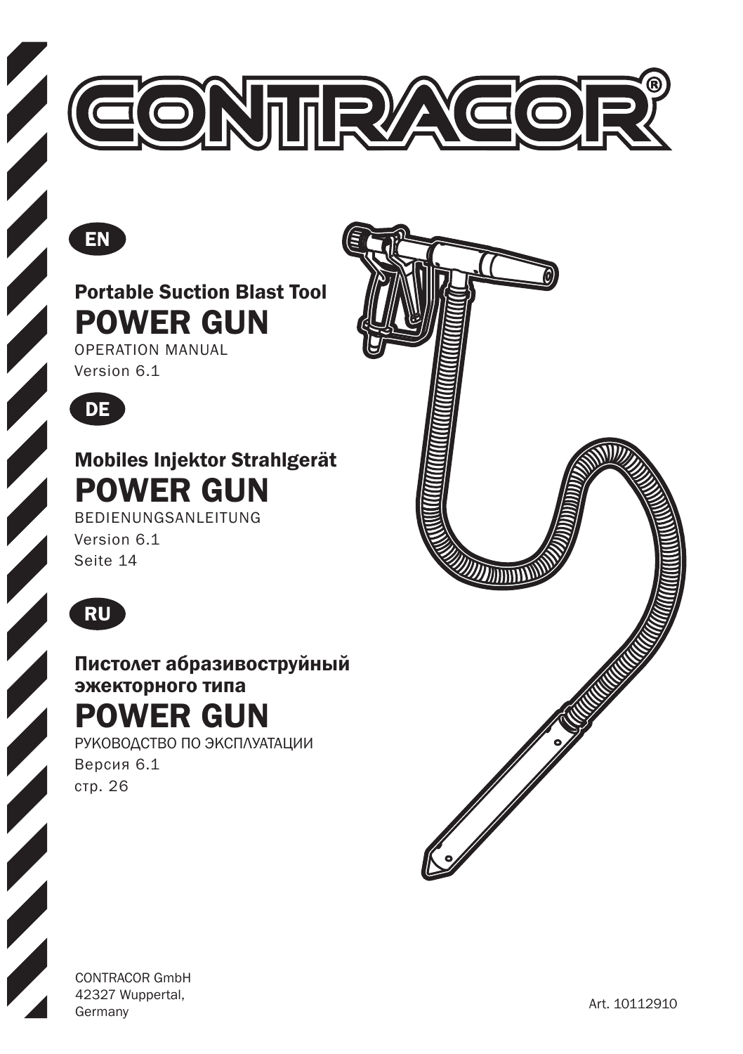# CONTRACOR®

EN

## Portable Suction Blast Tool

# POWER GUN

OPERATION MANUAL

Version 6.1

DE

## Mobiles Injektor Strahlgerät

# POWER GUN

BEDIENUNGSANLEITUNG

Version 6.1

Seite 14

RU

## Пистолет абразивоструйный эжекторного типа

# POWER GUN

РУКОВОДСТВО ПО ЭКСПЛУАТАЦИИ

Версия 6.1

стр. 26

CONTRACOR GmbH
42327 Wuppertal,
Germany

Art. 10112910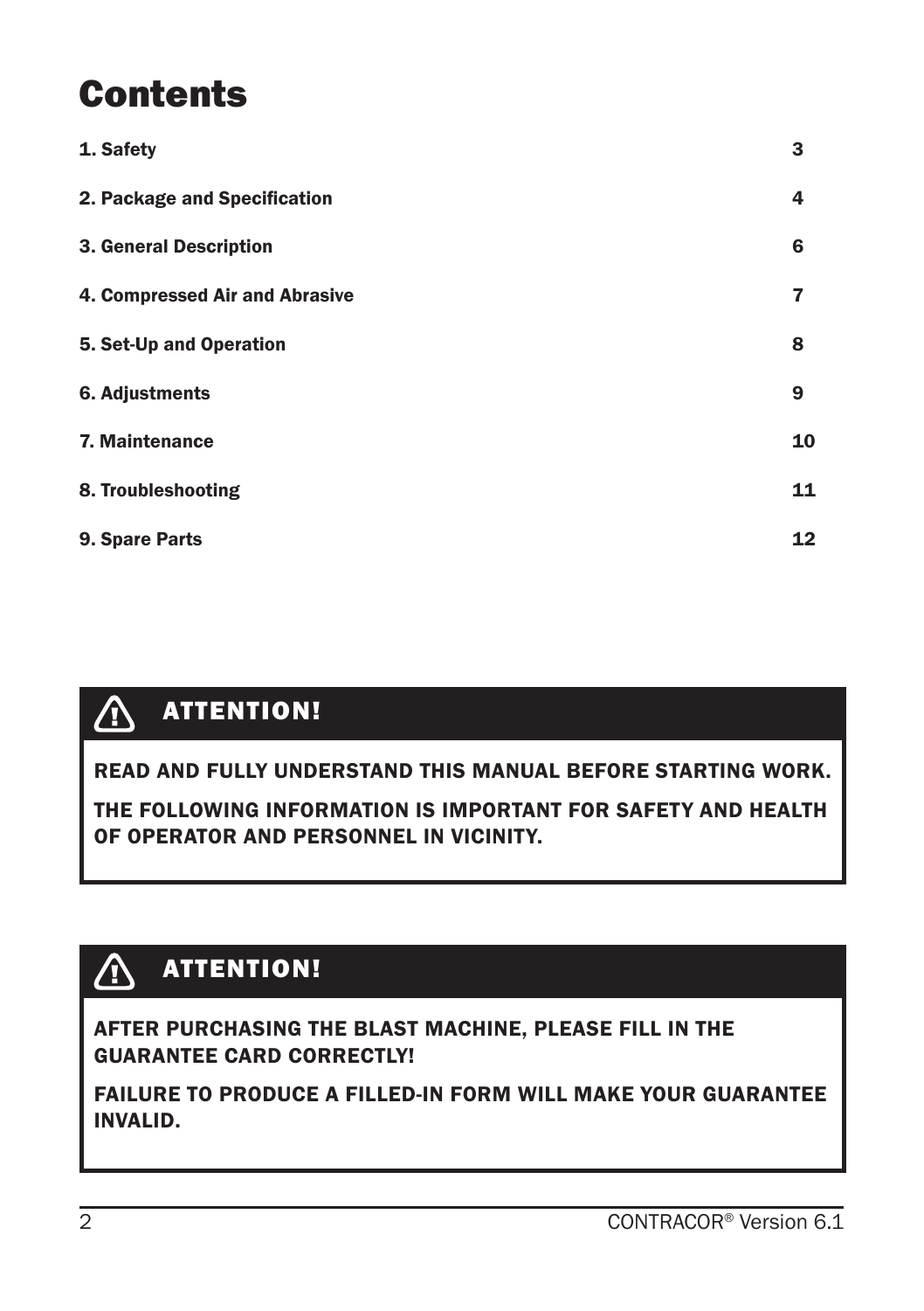# Contents

| | |
|---|---|
| 1. Safety | 3 |
| 2. Package and Specification | 4 |
| 3. General Description | 6 |
| 4. Compressed Air and Abrasive | 7 |
| 5. Set-Up and Operation | 8 |
| 6. Adjustments | 9 |
| 7. Maintenance | 10 |
| 8. Troubleshooting | 11 |
| 9. Spare Parts | 12 |

**ATTENTION!**

**READ AND FULLY UNDERSTAND THIS MANUAL BEFORE STARTING WORK.**

**THE FOLLOWING INFORMATION IS IMPORTANT FOR SAFETY AND HEALTH OF OPERATOR AND PERSONNEL IN VICINITY.**

**ATTENTION!**

**AFTER PURCHASING THE BLAST MACHINE, PLEASE FILL IN THE GUARANTEE CARD CORRECTLY!**

**FAILURE TO PRODUCE A FILLED-IN FORM WILL MAKE YOUR GUARANTEE INVALID.**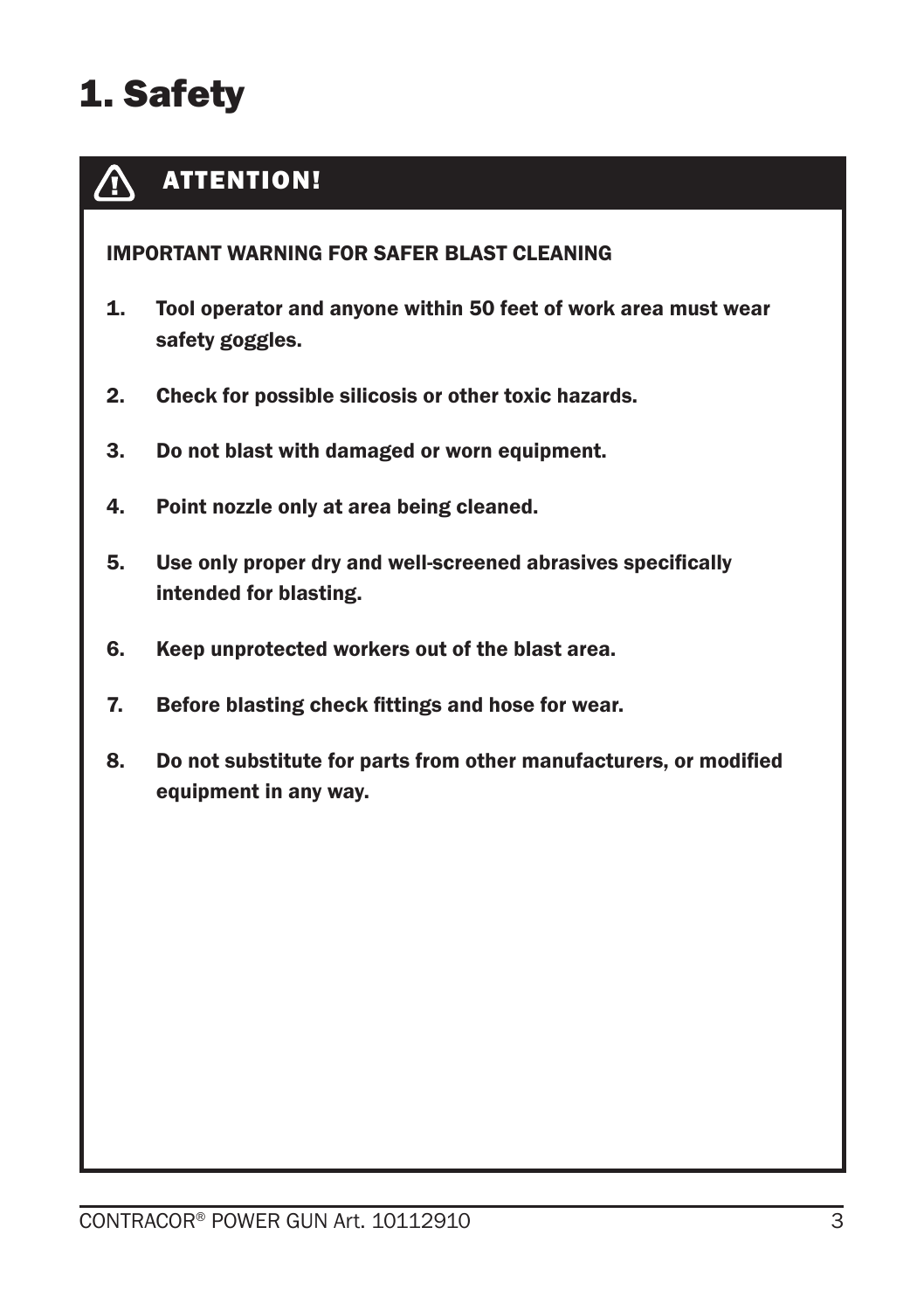# 1. Safety

## ⚠ ATTENTION!

**IMPORTANT WARNING FOR SAFER BLAST CLEANING**

1. **Tool operator and anyone within 50 feet of work area must wear safety goggles.**
2. **Check for possible silicosis or other toxic hazards.**
3. **Do not blast with damaged or worn equipment.**
4. **Point nozzle only at area being cleaned.**
5. **Use only proper dry and well-screened abrasives specifically intended for blasting.**
6. **Keep unprotected workers out of the blast area.**
7. **Before blasting check fittings and hose for wear.**
8. **Do not substitute for parts from other manufacturers, or modified equipment in any way.**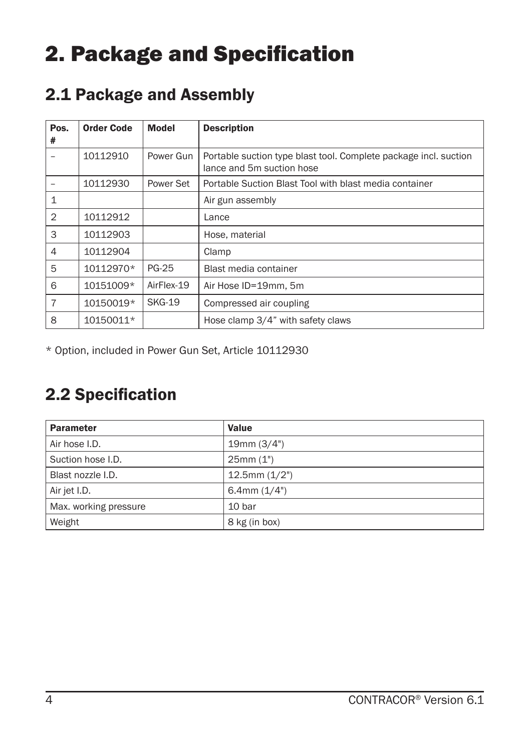# 2. Package and Specification

## 2.1 Package and Assembly

| Pos. # | Order Code | Model | Description |
|---|---|---|---|
| – | 10112910 | Power Gun | Portable suction type blast tool. Complete package incl. suction lance and 5m suction hose |
| – | 10112930 | Power Set | Portable Suction Blast Tool with blast media container |
| 1 | | | Air gun assembly |
| 2 | 10112912 | | Lance |
| 3 | 10112903 | | Hose, material |
| 4 | 10112904 | | Clamp |
| 5 | 10112970* | PG-25 | Blast media container |
| 6 | 10151009* | AirFlex-19 | Air Hose ID=19mm, 5m |
| 7 | 10150019* | SKG-19 | Compressed air coupling |
| 8 | 10150011* | | Hose clamp 3/4” with safety claws |

* Option, included in Power Gun Set, Article 10112930

## 2.2 Specification

| Parameter | Value |
|---|---|
| Air hose I.D. | 19mm (3/4") |
| Suction hose I.D. | 25mm (1") |
| Blast nozzle I.D. | 12.5mm (1/2") |
| Air jet I.D. | 6.4mm (1/4") |
| Max. working pressure | 10 bar |
| Weight | 8 kg (in box) |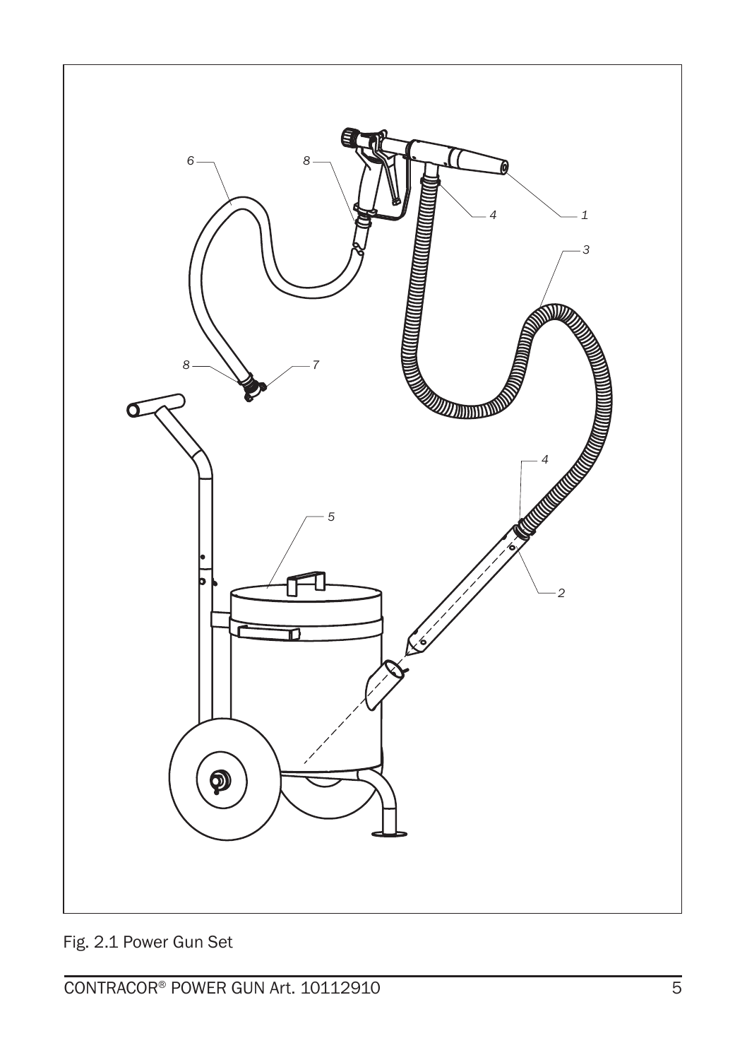Fig. 2.1 Power Gun Set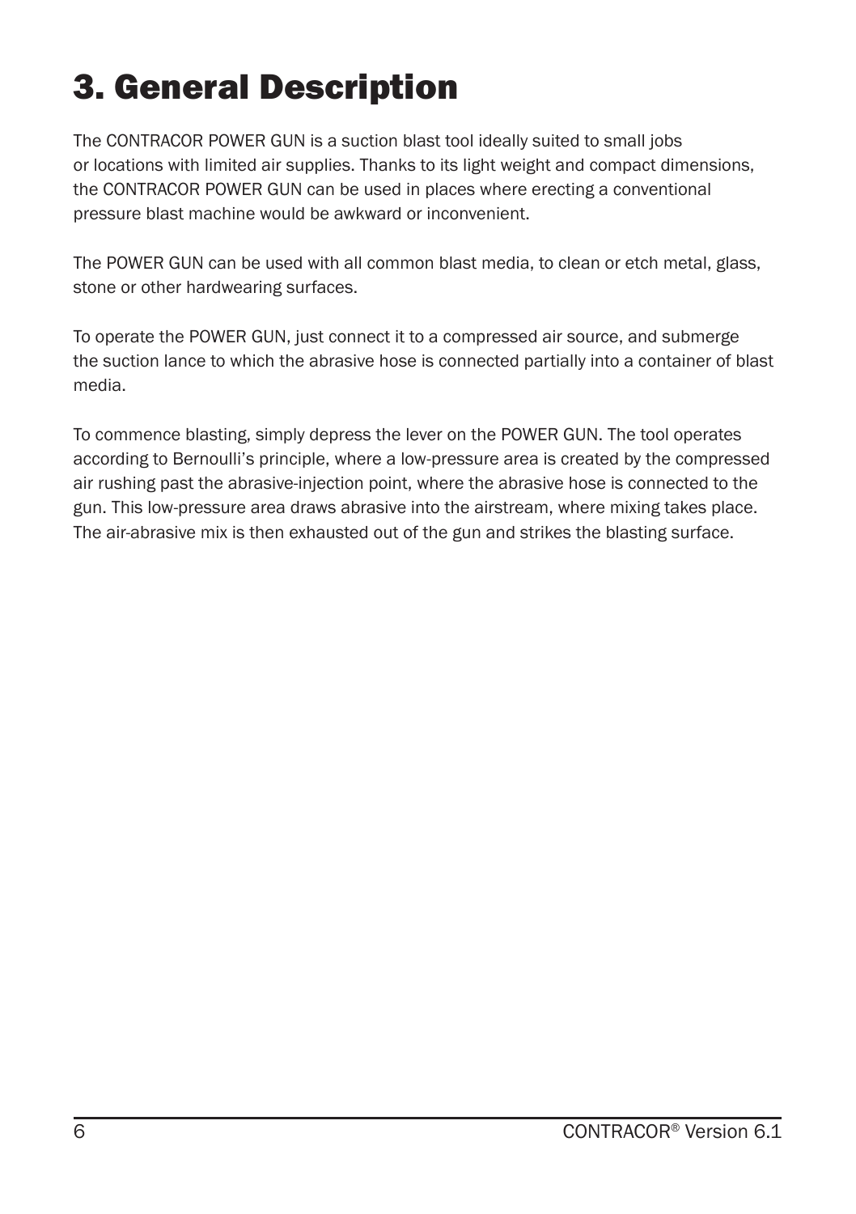# 3. General Description

The CONTRACOR POWER GUN is a suction blast tool ideally suited to small jobs or locations with limited air supplies. Thanks to its light weight and compact dimensions, the CONTRACOR POWER GUN can be used in places where erecting a conventional pressure blast machine would be awkward or inconvenient.

The POWER GUN can be used with all common blast media, to clean or etch metal, glass, stone or other hardwearing surfaces.

To operate the POWER GUN, just connect it to a compressed air source, and submerge the suction lance to which the abrasive hose is connected partially into a container of blast media.

To commence blasting, simply depress the lever on the POWER GUN. The tool operates according to Bernoulli's principle, where a low-pressure area is created by the compressed air rushing past the abrasive-injection point, where the abrasive hose is connected to the gun. This low-pressure area draws abrasive into the airstream, where mixing takes place. The air-abrasive mix is then exhausted out of the gun and strikes the blasting surface.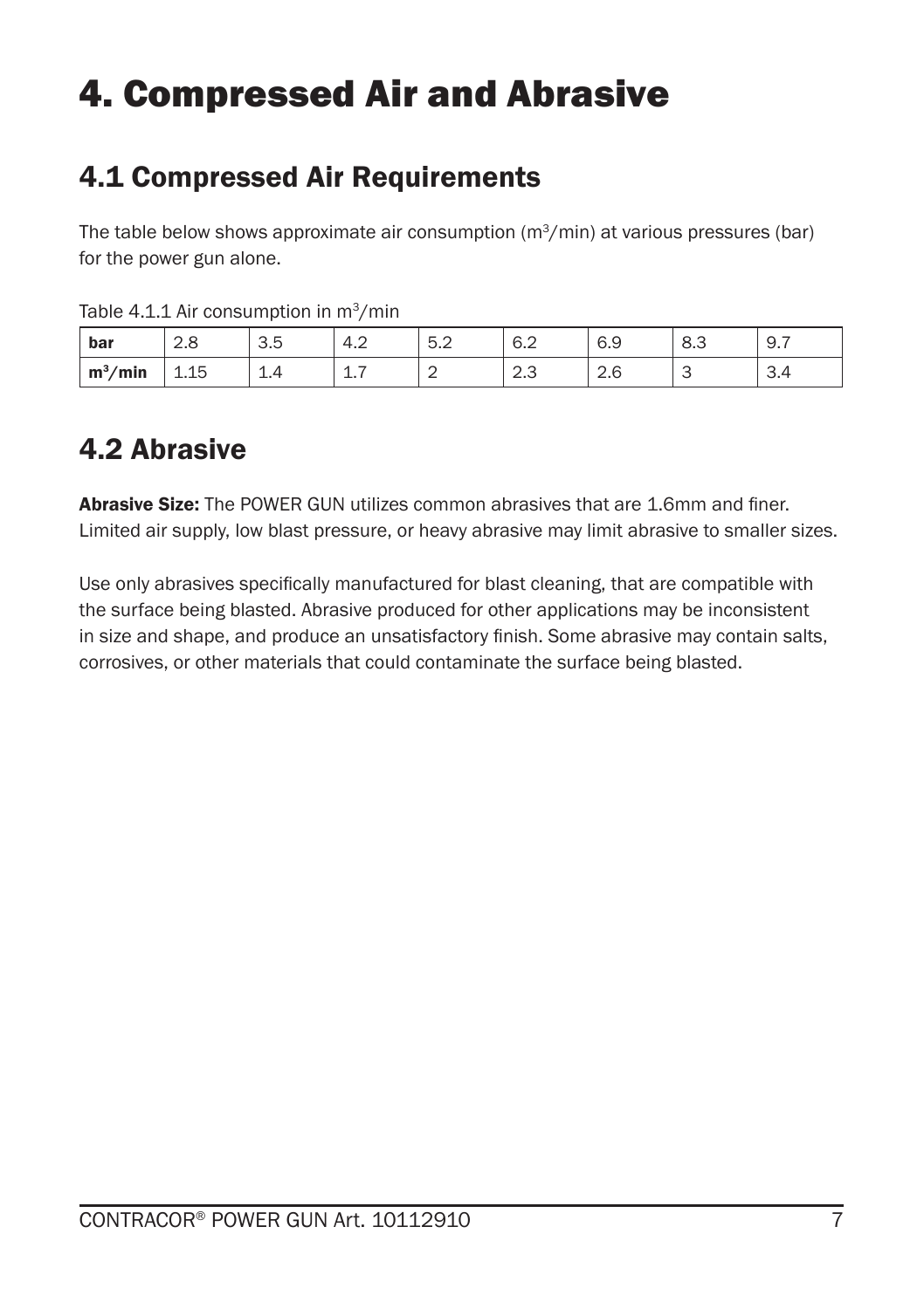# 4. Compressed Air and Abrasive

## 4.1 Compressed Air Requirements

The table below shows approximate air consumption ($m^3$/min) at various pressures (bar) for the power gun alone.

Table 4.1.1 Air consumption in $m^3$/min

| bar | 2.8 | 3.5 | 4.2 | 5.2 | 6.2 | 6.9 | 8.3 | 9.7 |
|---|---|---|---|---|---|---|---|---|
| $m^3$/min | 1.15 | 1.4 | 1.7 | 2 | 2.3 | 2.6 | 3 | 3.4 |

## 4.2 Abrasive

**Abrasive Size:** The POWER GUN utilizes common abrasives that are 1.6mm and finer. Limited air supply, low blast pressure, or heavy abrasive may limit abrasive to smaller sizes.

Use only abrasives specifically manufactured for blast cleaning, that are compatible with the surface being blasted. Abrasive produced for other applications may be inconsistent in size and shape, and produce an unsatisfactory finish. Some abrasive may contain salts, corrosives, or other materials that could contaminate the surface being blasted.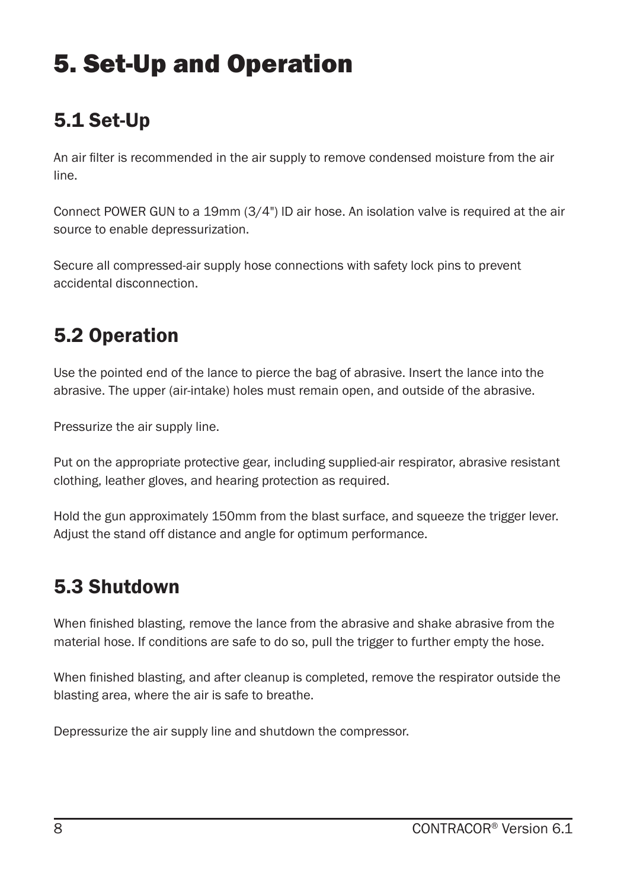# 5. Set-Up and Operation

## 5.1 Set-Up

An air filter is recommended in the air supply to remove condensed moisture from the air line.

Connect POWER GUN to a 19mm (3/4") ID air hose. An isolation valve is required at the air source to enable depressurization.

Secure all compressed-air supply hose connections with safety lock pins to prevent accidental disconnection.

## 5.2 Operation

Use the pointed end of the lance to pierce the bag of abrasive. Insert the lance into the abrasive. The upper (air-intake) holes must remain open, and outside of the abrasive.

Pressurize the air supply line.

Put on the appropriate protective gear, including supplied-air respirator, abrasive resistant clothing, leather gloves, and hearing protection as required.

Hold the gun approximately 150mm from the blast surface, and squeeze the trigger lever. Adjust the stand off distance and angle for optimum performance.

## 5.3 Shutdown

When finished blasting, remove the lance from the abrasive and shake abrasive from the material hose. If conditions are safe to do so, pull the trigger to further empty the hose.

When finished blasting, and after cleanup is completed, remove the respirator outside the blasting area, where the air is safe to breathe.

Depressurize the air supply line and shutdown the compressor.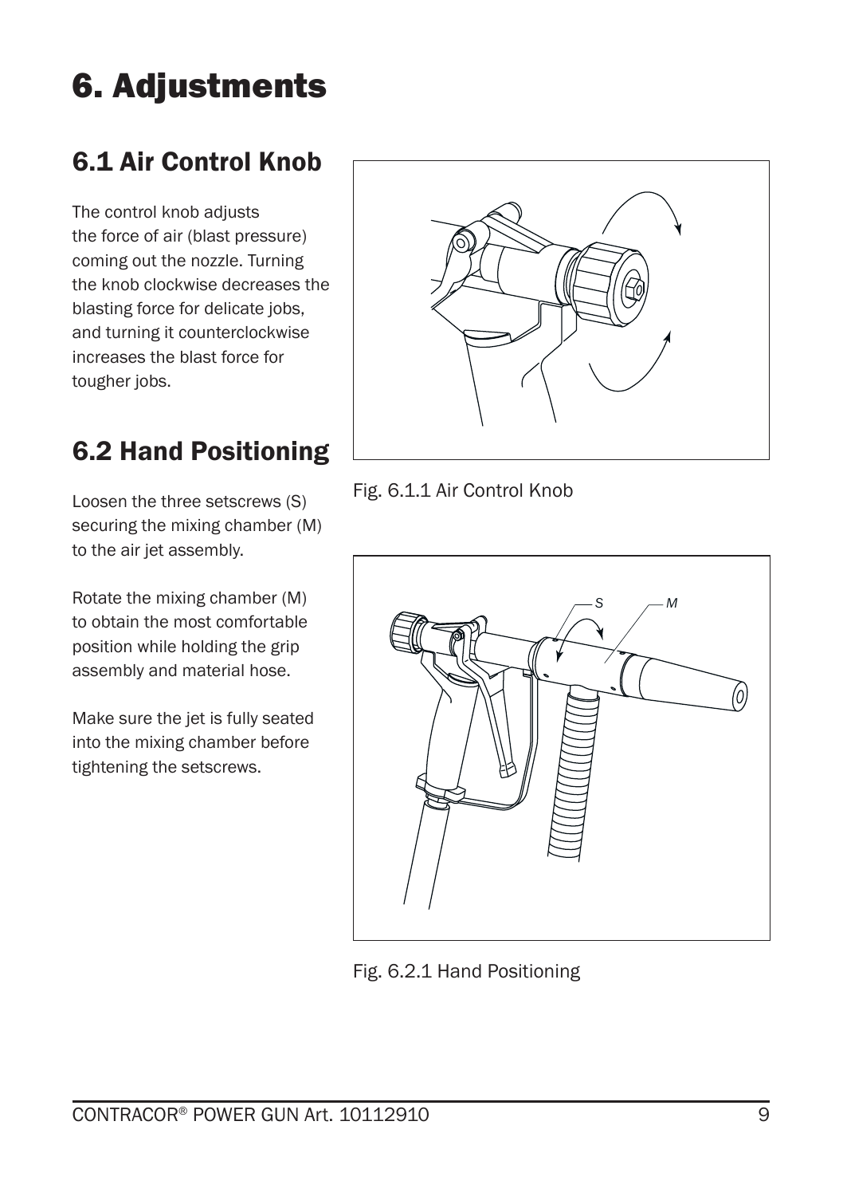# 6. Adjustments

## 6.1 Air Control Knob

The control knob adjusts the force of air (blast pressure) coming out the nozzle. Turning the knob clockwise decreases the blasting force for delicate jobs, and turning it counterclockwise increases the blast force for tougher jobs.

Fig. 6.1.1 Air Control Knob

## 6.2 Hand Positioning

Loosen the three setscrews (S) securing the mixing chamber (M) to the air jet assembly.

Rotate the mixing chamber (M) to obtain the most comfortable position while holding the grip assembly and material hose.

Make sure the jet is fully seated into the mixing chamber before tightening the setscrews.

Fig. 6.2.1 Hand Positioning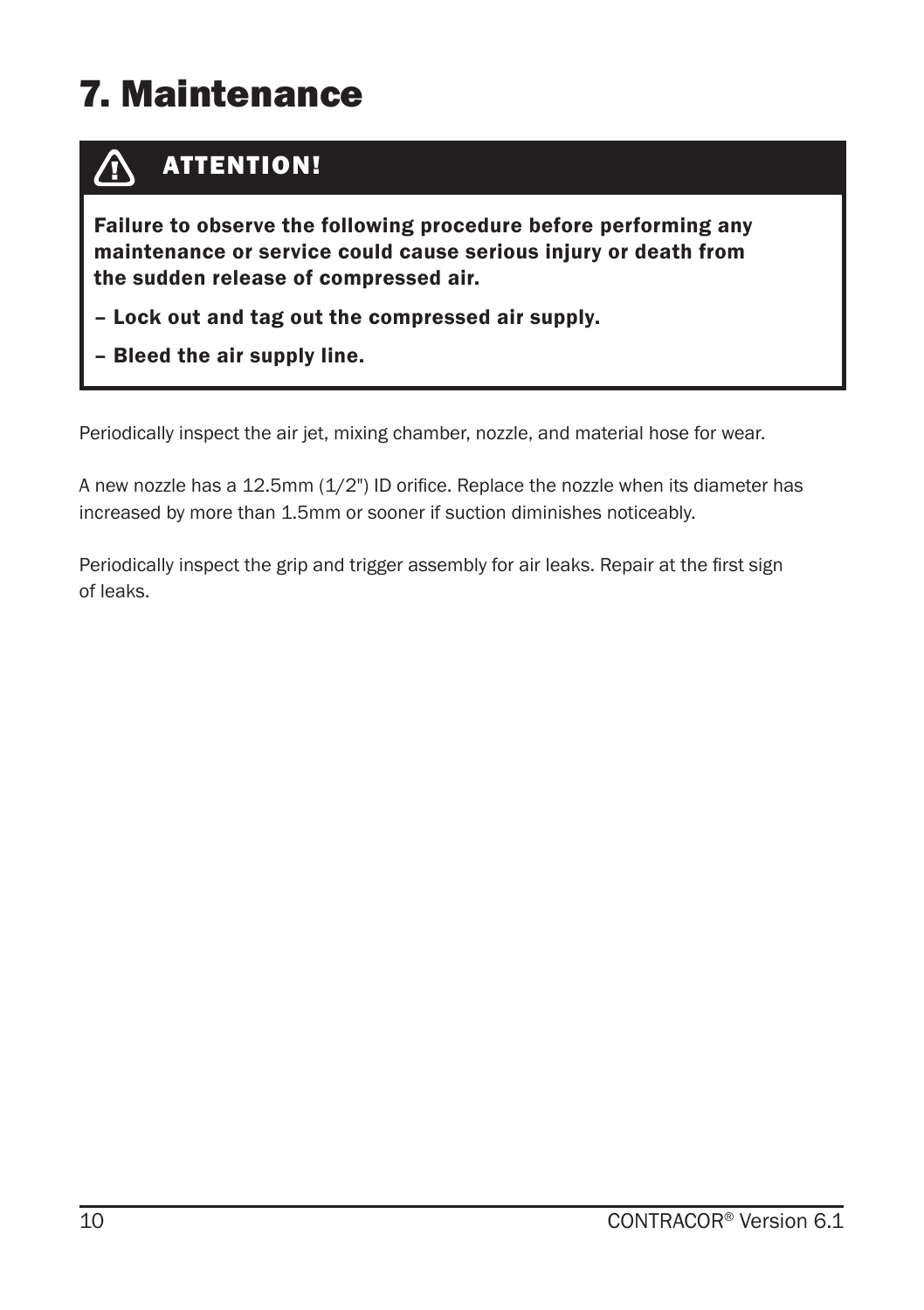# 7. Maintenance

**ATTENTION!**

**Failure to observe the following procedure before performing any maintenance or service could cause serious injury or death from the sudden release of compressed air.**

**– Lock out and tag out the compressed air supply.**

**– Bleed the air supply line.**

Periodically inspect the air jet, mixing chamber, nozzle, and material hose for wear.

A new nozzle has a 12.5mm (1/2") ID orifice. Replace the nozzle when its diameter has increased by more than 1.5mm or sooner if suction diminishes noticeably.

Periodically inspect the grip and trigger assembly for air leaks. Repair at the first sign of leaks.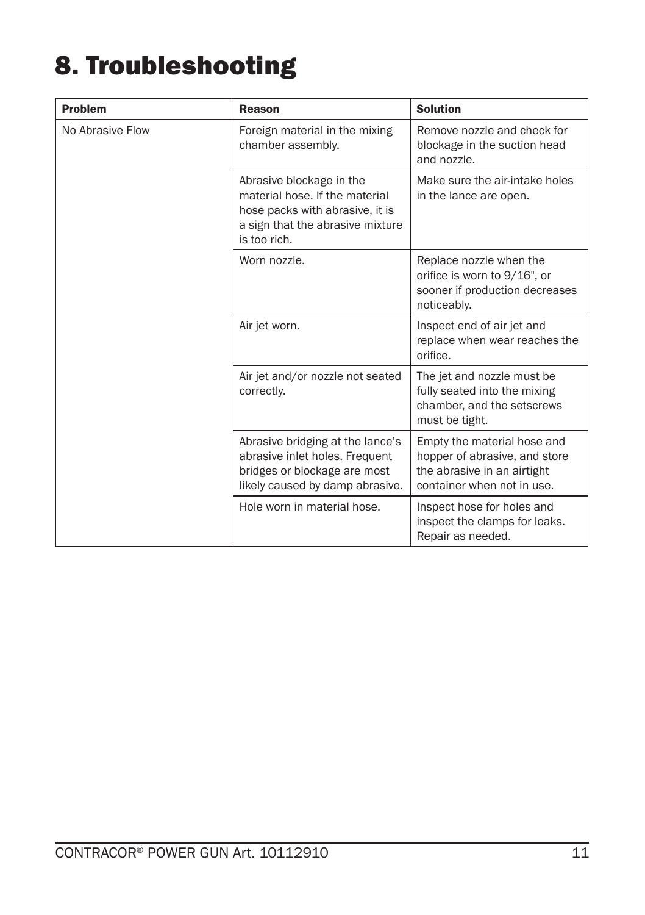# 8. Troubleshooting

| Problem | Reason | Solution |
| --- | --- | --- |
| No Abrasive Flow | Foreign material in the mixing chamber assembly. | Remove nozzle and check for blockage in the suction head and nozzle. |
| | Abrasive blockage in the material hose. If the material hose packs with abrasive, it is a sign that the abrasive mixture is too rich. | Make sure the air-intake holes in the lance are open. |
| | Worn nozzle. | Replace nozzle when the orifice is worn to 9/16", or sooner if production decreases noticeably. |
| | Air jet worn. | Inspect end of air jet and replace when wear reaches the orifice. |
| | Air jet and/or nozzle not seated correctly. | The jet and nozzle must be fully seated into the mixing chamber, and the setscrews must be tight. |
| | Abrasive bridging at the lance's abrasive inlet holes. Frequent bridges or blockage are most likely caused by damp abrasive. | Empty the material hose and hopper of abrasive, and store the abrasive in an airtight container when not in use. |
| | Hole worn in material hose. | Inspect hose for holes and inspect the clamps for leaks. Repair as needed. |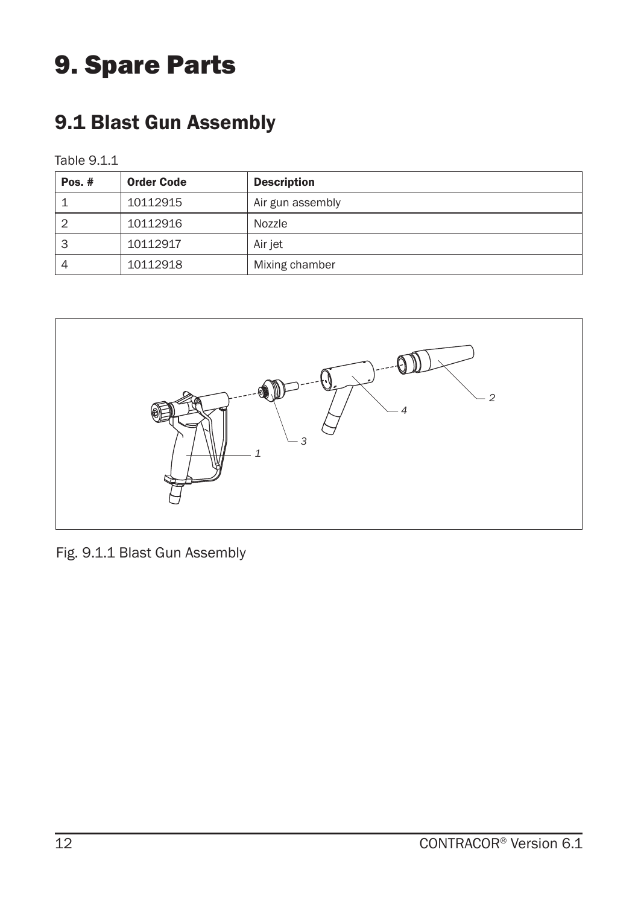# 9. Spare Parts

## 9.1 Blast Gun Assembly

Table 9.1.1

| Pos. # | Order Code | Description |
|---|---|---|
| 1 | 10112915 | Air gun assembly |
| 2 | 10112916 | Nozzle |
| 3 | 10112917 | Air jet |
| 4 | 10112918 | Mixing chamber |

Fig. 9.1.1 Blast Gun Assembly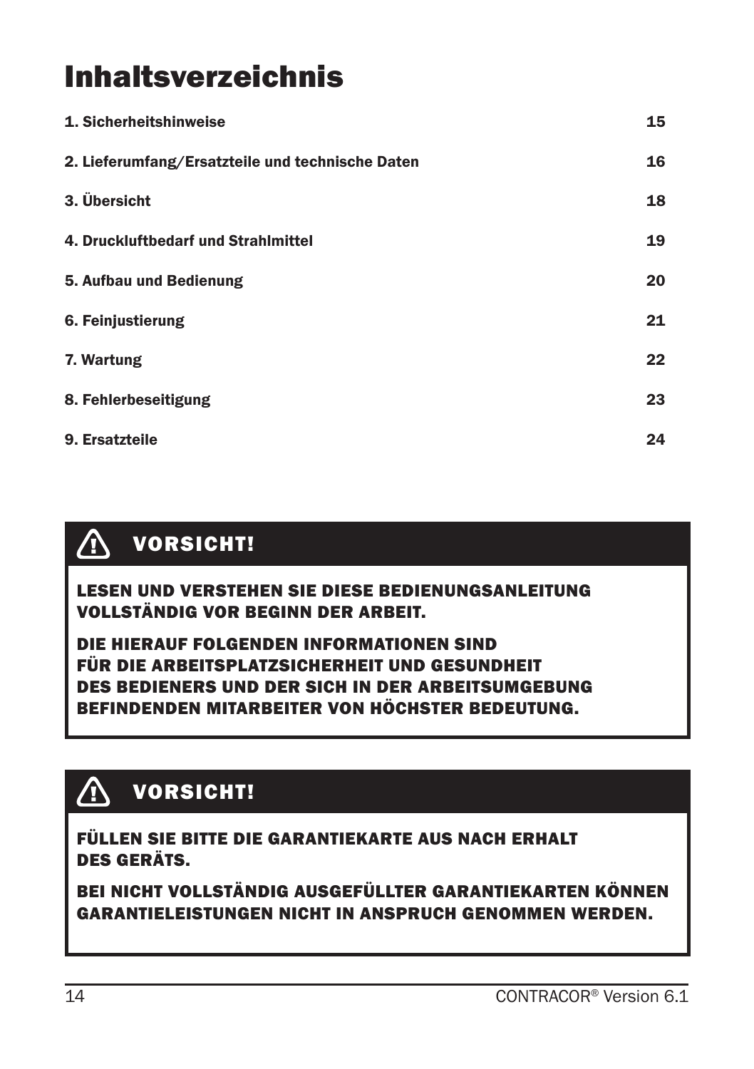# Inhaltsverzeichnis

| | |
|---|---|
| **1. Sicherheitshinweise** | **15** |
| **2. Lieferumfang/Ersatzteile und technische Daten** | **16** |
| **3. Übersicht** | **18** |
| **4. Druckluftbedarf und Strahlmittel** | **19** |
| **5. Aufbau und Bedienung** | **20** |
| **6. Feinjustierung** | **21** |
| **7. Wartung** | **22** |
| **8. Fehlerbeseitigung** | **23** |
| **9. Ersatzteile** | **24** |

**VORSICHT!**

**LESEN UND VERSTEHEN SIE DIESE BEDIENUNGSANLEITUNG VOLLSTÄNDIG VOR BEGINN DER ARBEIT.**

**DIE HIERAUF FOLGENDEN INFORMATIONEN SIND FÜR DIE ARBEITSPLATZSICHERHEIT UND GESUNDHEIT DES BEDIENERS UND DER SICH IN DER ARBEITSUMGEBUNG BEFINDENDEN MITARBEITER VON HÖCHSTER BEDEUTUNG.**

**VORSICHT!**

**FÜLLEN SIE BITTE DIE GARANTIEKARTE AUS NACH ERHALT DES GERÄTS.**

**BEI NICHT VOLLSTÄNDIG AUSGEFÜLLTER GARANTIEKARTEN KÖNNEN GARANTIELEISTUNGEN NICHT IN ANSPRUCH GENOMMEN WERDEN.**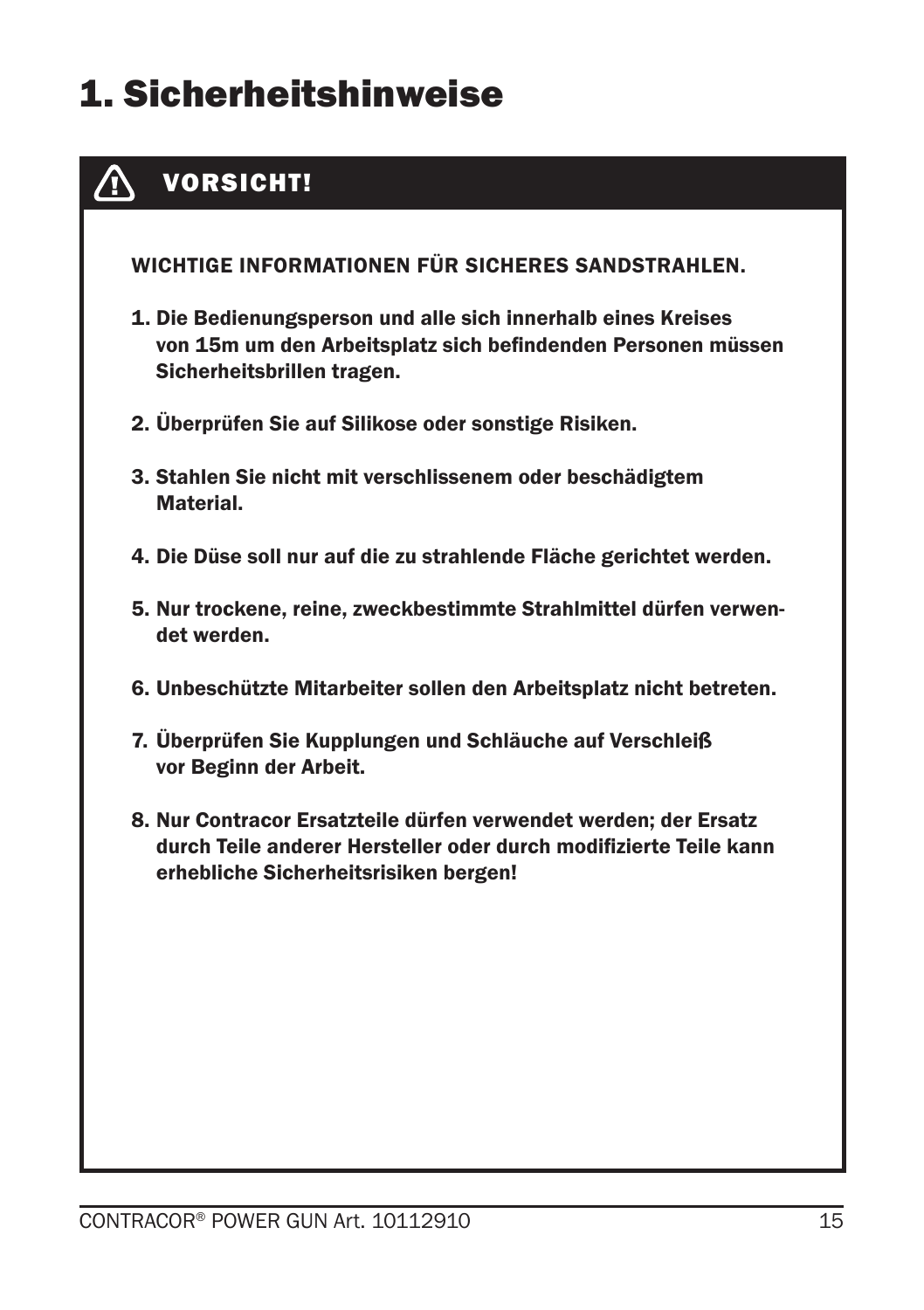# 1. Sicherheitshinweise

**⚠ VORSICHT!**

**WICHTIGE INFORMATIONEN FÜR SICHERES SANDSTRAHLEN.**

1. **Die Bedienungsperson und alle sich innerhalb eines Kreises von 15m um den Arbeitsplatz sich befindenden Personen müssen Sicherheitsbrillen tragen.**
2. **Überprüfen Sie auf Silikose oder sonstige Risiken.**
3. **Stahlen Sie nicht mit verschlissenem oder beschädigtem Material.**
4. **Die Düse soll nur auf die zu strahlende Fläche gerichtet werden.**
5. **Nur trockene, reine, zweckbestimmte Strahlmittel dürfen verwendet werden.**
6. **Unbeschützte Mitarbeiter sollen den Arbeitsplatz nicht betreten.**
7. **Überprüfen Sie Kupplungen und Schläuche auf Verschleiß vor Beginn der Arbeit.**
8. **Nur Contracor Ersatzteile dürfen verwendet werden; der Ersatz durch Teile anderer Hersteller oder durch modifizierte Teile kann erhebliche Sicherheitsrisiken bergen!**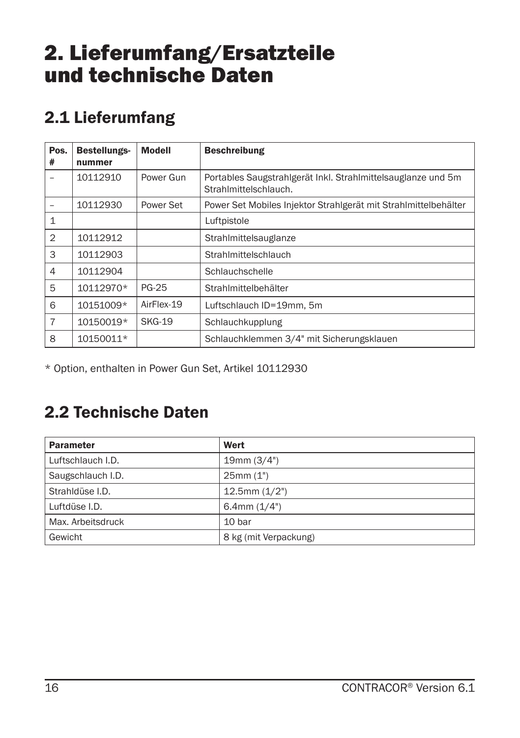# 2. Lieferumfang/Ersatzteile und technische Daten

## 2.1 Lieferumfang

| Pos. # | Bestellungs-nummer | Modell | Beschreibung |
|---|---|---|---|
| – | 10112910 | Power Gun | Portables Saugstrahlgerät Inkl. Strahlmittelsauglanze und 5m Strahlmittelschlauch. |
| – | 10112930 | Power Set | Power Set Mobiles Injektor Strahlgerät mit Strahlmittelbehälter |
| 1 | | | Luftpistole |
| 2 | 10112912 | | Strahlmittelsauglanze |
| 3 | 10112903 | | Strahlmittelschlauch |
| 4 | 10112904 | | Schlauchschelle |
| 5 | 10112970* | PG-25 | Strahlmittelbehälter |
| 6 | 10151009* | AirFlex-19 | Luftschlauch ID=19mm, 5m |
| 7 | 10150019* | SKG-19 | Schlauchkupplung |
| 8 | 10150011* | | Schlauchklemmen 3/4" mit Sicherungsklauen |

* Option, enthalten in Power Gun Set, Artikel 10112930

## 2.2 Technische Daten

| Parameter | Wert |
|---|---|
| Luftschlauch I.D. | 19mm (3/4") |
| Saugschlauch I.D. | 25mm (1") |
| Strahldüse I.D. | 12.5mm (1/2") |
| Luftdüse I.D. | 6.4mm (1/4") |
| Max. Arbeitsdruck | 10 bar |
| Gewicht | 8 kg (mit Verpackung) |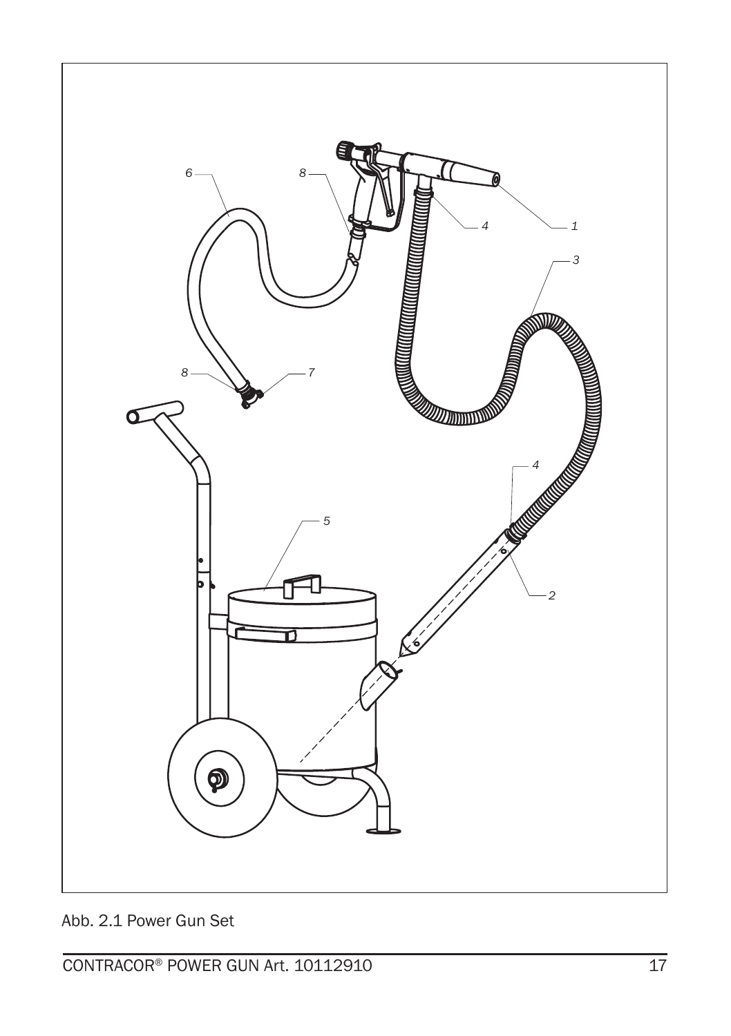Abb. 2.1 Power Gun Set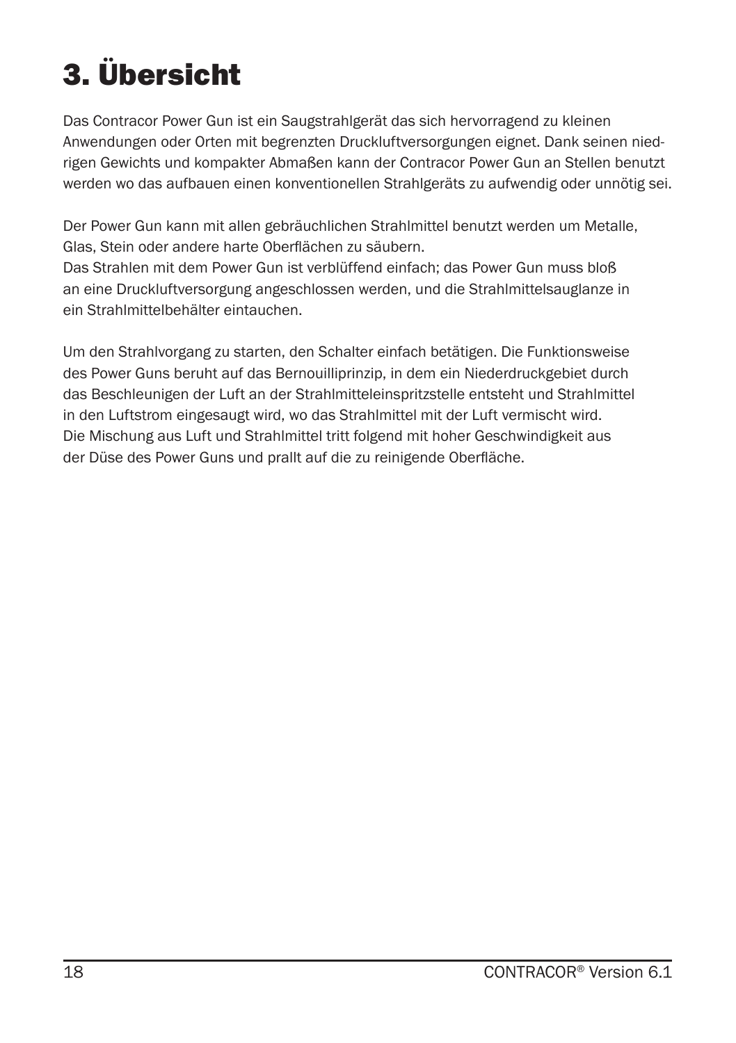# 3. Übersicht

Das Contracor Power Gun ist ein Saugstrahlgerät das sich hervorragend zu kleinen Anwendungen oder Orten mit begrenzten Druckluftversorgungen eignet. Dank seinen niedrigen Gewichts und kompakter Abmaßen kann der Contracor Power Gun an Stellen benutzt werden wo das aufbauen einen konventionellen Strahlgeräts zu aufwendig oder unnötig sei.

Der Power Gun kann mit allen gebräuchlichen Strahlmittel benutzt werden um Metalle, Glas, Stein oder andere harte Oberflächen zu säubern.
Das Strahlen mit dem Power Gun ist verblüffend einfach; das Power Gun muss bloß an eine Druckluftversorgung angeschlossen werden, und die Strahlmittelsauglanze in ein Strahlmittelbehälter eintauchen.

Um den Strahlvorgang zu starten, den Schalter einfach betätigen. Die Funktionsweise des Power Guns beruht auf das Bernouilliprinzip, in dem ein Niederdruckgebiet durch das Beschleunigen der Luft an der Strahlmitteleinspritzstelle entsteht und Strahlmittel in den Luftstrom eingesaugt wird, wo das Strahlmittel mit der Luft vermischt wird. Die Mischung aus Luft und Strahlmittel tritt folgend mit hoher Geschwindigkeit aus der Düse des Power Guns und prallt auf die zu reinigende Oberfläche.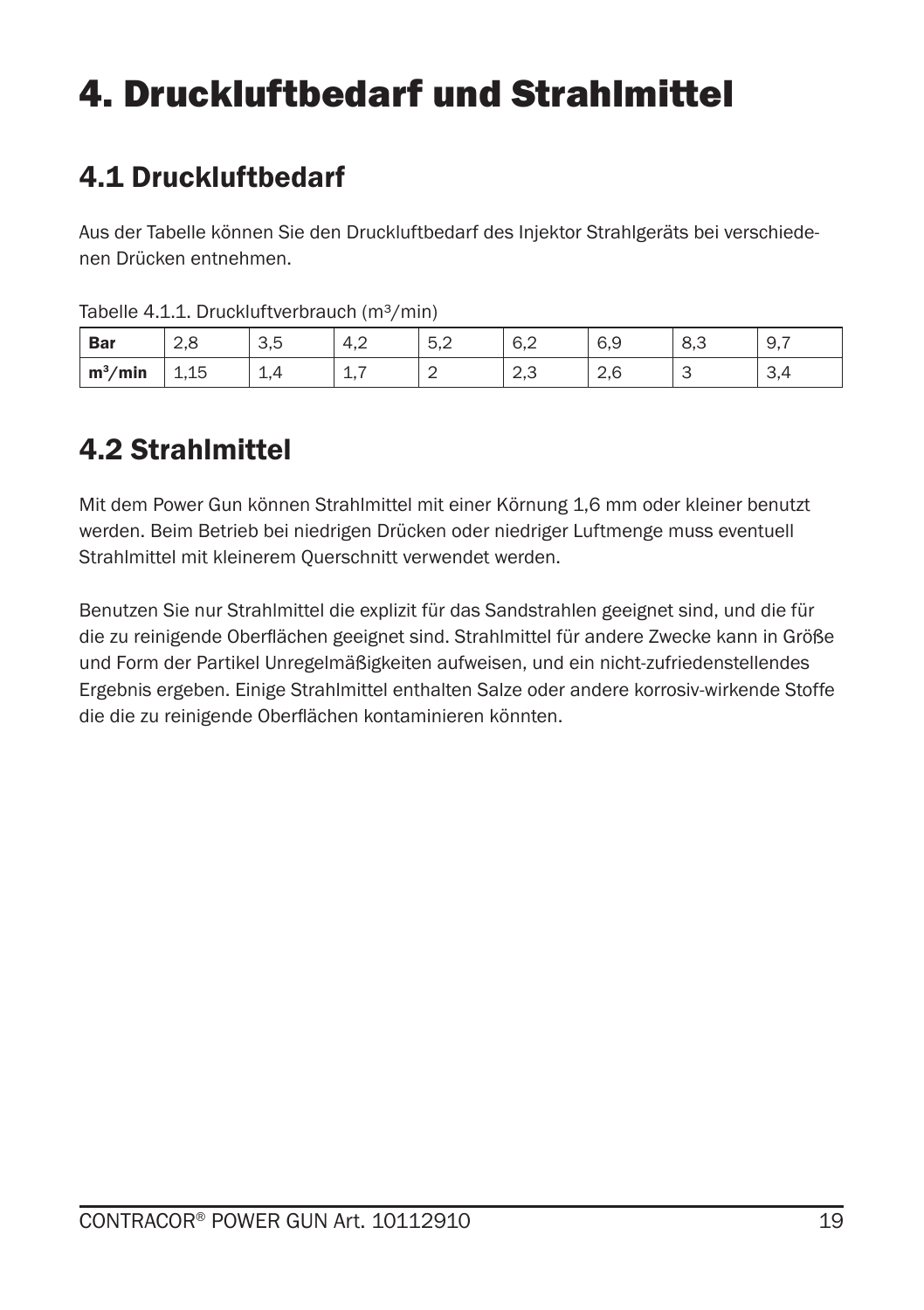# 4. Druckluftbedarf und Strahlmittel

## 4.1 Druckluftbedarf

Aus der Tabelle können Sie den Druckluftbedarf des Injektor Strahlgeräts bei verschiedenen Drücken entnehmen.

Tabelle 4.1.1. Druckluftverbrauch ($m^3$/min)

| **Bar** | 2,8 | 3,5 | 4,2 | 5,2 | 6,2 | 6,9 | 8,3 | 9,7 |
|---|---|---|---|---|---|---|---|---|
| **$m^3$/min** | 1,15 | 1,4 | 1,7 | 2 | 2,3 | 2,6 | 3 | 3,4 |

## 4.2 Strahlmittel

Mit dem Power Gun können Strahlmittel mit einer Körnung 1,6 mm oder kleiner benutzt werden. Beim Betrieb bei niedrigen Drücken oder niedriger Luftmenge muss eventuell Strahlmittel mit kleinerem Querschnitt verwendet werden.

Benutzen Sie nur Strahlmittel die explizit für das Sandstrahlen geeignet sind, und die für die zu reinigende Oberflächen geeignet sind. Strahlmittel für andere Zwecke kann in Größe und Form der Partikel Unregelmäßigkeiten aufweisen, und ein nicht-zufriedenstellendes Ergebnis ergeben. Einige Strahlmittel enthalten Salze oder andere korrosiv-wirkende Stoffe die die zu reinigende Oberflächen kontaminieren könnten.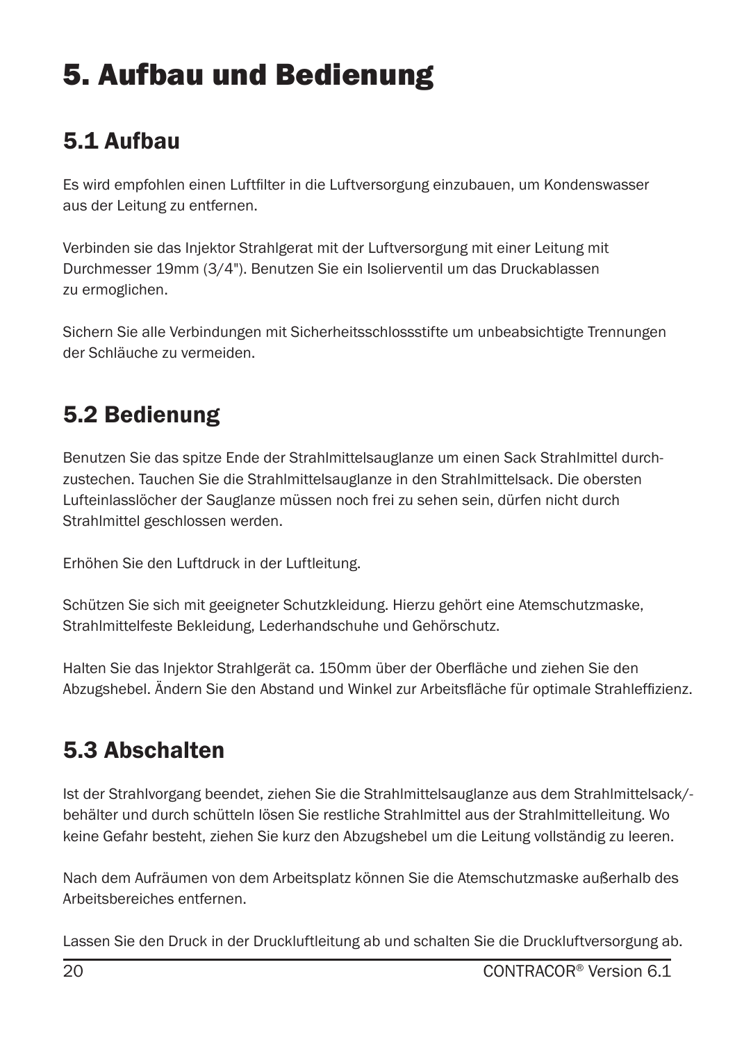# 5. Aufbau und Bedienung

## 5.1 Aufbau

Es wird empfohlen einen Luftfilter in die Luftversorgung einzubauen, um Kondenswasser aus der Leitung zu entfernen.

Verbinden sie das Injektor Strahlgerat mit der Luftversorgung mit einer Leitung mit Durchmesser 19mm (3/4"). Benutzen Sie ein Isolierventil um das Druckablassen zu ermoglichen.

Sichern Sie alle Verbindungen mit Sicherheitsschlossstifte um unbeabsichtigte Trennungen der Schläuche zu vermeiden.

## 5.2 Bedienung

Benutzen Sie das spitze Ende der Strahlmittelsauglanze um einen Sack Strahlmittel durchzustechen. Tauchen Sie die Strahlmittelsauglanze in den Strahlmittelsack. Die obersten Lufteinlasslöcher der Sauglanze müssen noch frei zu sehen sein, dürfen nicht durch Strahlmittel geschlossen werden.

Erhöhen Sie den Luftdruck in der Luftleitung.

Schützen Sie sich mit geeigneter Schutzkleidung. Hierzu gehört eine Atemschutzmaske, Strahlmittelfeste Bekleidung, Lederhandschuhe und Gehörschutz.

Halten Sie das Injektor Strahlgerät ca. 150mm über der Oberfläche und ziehen Sie den Abzugshebel. Ändern Sie den Abstand und Winkel zur Arbeitsfläche für optimale Strahleffizienz.

## 5.3 Abschalten

Ist der Strahlvorgang beendet, ziehen Sie die Strahlmittelsauglanze aus dem Strahlmittelsack/-behälter und durch schütteln lösen Sie restliche Strahlmittel aus der Strahlmittelleitung. Wo keine Gefahr besteht, ziehen Sie kurz den Abzugshebel um die Leitung vollständig zu leeren.

Nach dem Aufräumen von dem Arbeitsplatz können Sie die Atemschutzmaske außerhalb des Arbeitsbereiches entfernen.

Lassen Sie den Druck in der Druckluftleitung ab und schalten Sie die Druckluftversorgung ab.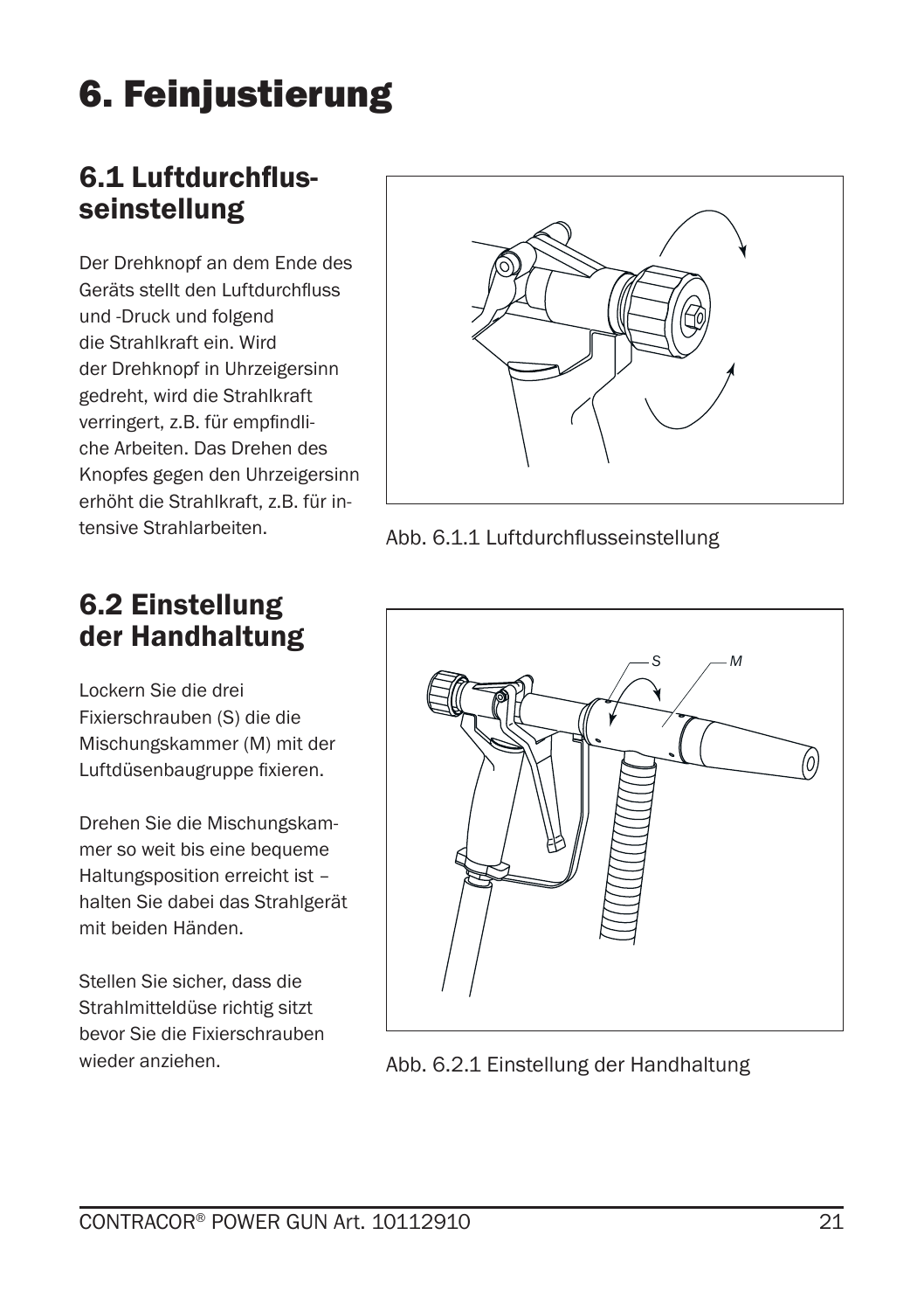# 6. Feinjustierung

## 6.1 Luftdurchflusseinstellung

Der Drehknopf an dem Ende des Geräts stellt den Luftdurchfluss und -Druck und folgend die Strahlkraft ein. Wird der Drehknopf in Uhrzeigersinn gedreht, wird die Strahlkraft verringert, z.B. für empfindliche Arbeiten. Das Drehen des Knopfes gegen den Uhrzeigersinn erhöht die Strahlkraft, z.B. für intensive Strahlarbeiten.

Abb. 6.1.1 Luftdurchflusseinstellung

## 6.2 Einstellung der Handhaltung

Lockern Sie die drei Fixierschrauben (S) die die Mischungskammer (M) mit der Luftdüsenbaugruppe fixieren.

Drehen Sie die Mischungskammer so weit bis eine bequeme Haltungsposition erreicht ist – halten Sie dabei das Strahlgerät mit beiden Händen.

Stellen Sie sicher, dass die Strahlmitteldüse richtig sitzt bevor Sie die Fixierschrauben wieder anziehen.

Abb. 6.2.1 Einstellung der Handhaltung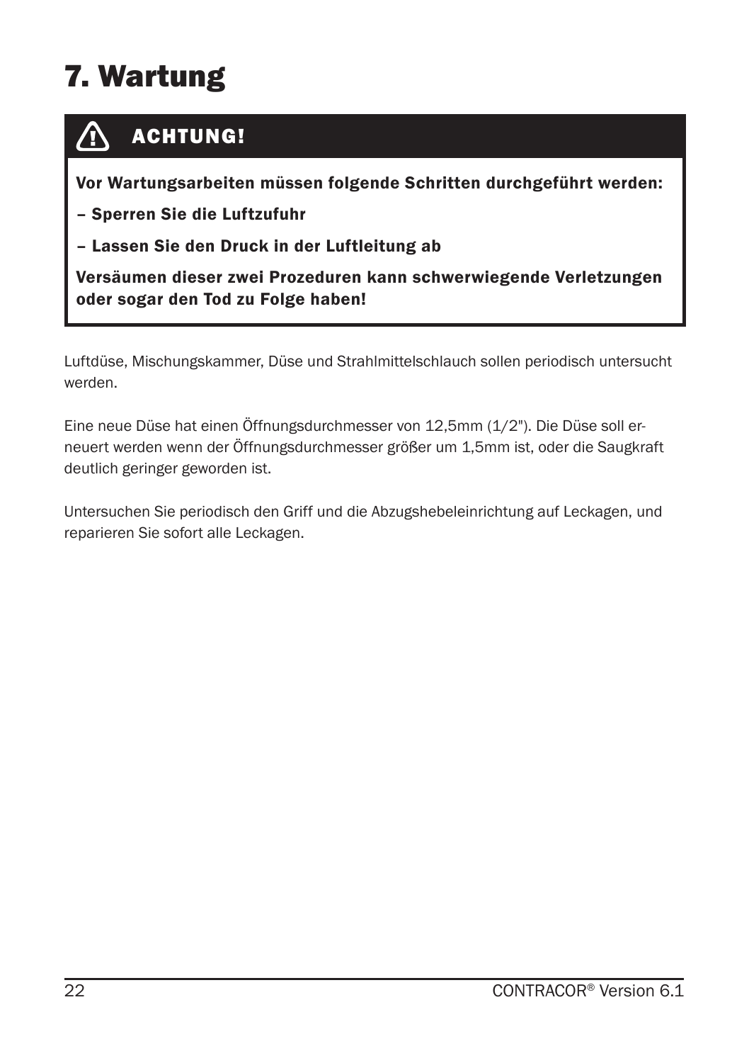# 7. Wartung

**ACHTUNG!**

**Vor Wartungsarbeiten müssen folgende Schritten durchgeführt werden:**

**– Sperren Sie die Luftzufuhr**

**– Lassen Sie den Druck in der Luftleitung ab**

**Versäumen dieser zwei Prozeduren kann schwerwiegende Verletzungen oder sogar den Tod zu Folge haben!**

Luftdüse, Mischungskammer, Düse und Strahlmittelschlauch sollen periodisch untersucht werden.

Eine neue Düse hat einen Öffnungsdurchmesser von 12,5mm (1/2"). Die Düse soll erneuert werden wenn der Öffnungsdurchmesser größer um 1,5mm ist, oder die Saugkraft deutlich geringer geworden ist.

Untersuchen Sie periodisch den Griff und die Abzugshebeleinrichtung auf Leckagen, und reparieren Sie sofort alle Leckagen.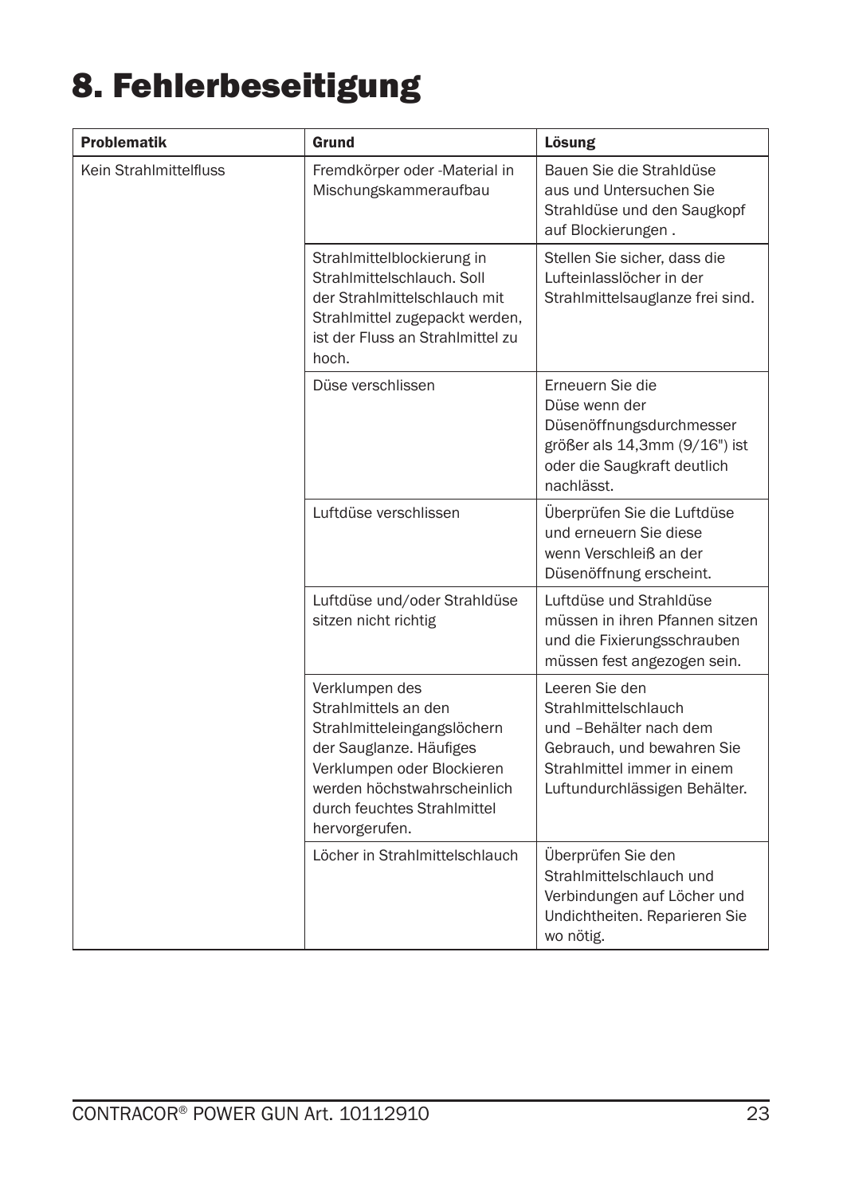# 8. Fehlerbeseitigung

| Problematik | Grund | Lösung |
| --- | --- | --- |
| Kein Strahlmittelfluss | Fremdkörper oder -Material in Mischungskammeraufbau | Bauen Sie die Strahldüse aus und Untersuchen Sie Strahldüse und den Saugkopf auf Blockierungen . |
| | Strahlmittelblockierung in Strahlmittelschlauch. Soll der Strahlmittelschlauch mit Strahlmittel zugepackt werden, ist der Fluss an Strahlmittel zu hoch. | Stellen Sie sicher, dass die Lufteinlasslöcher in der Strahlmittelsauglanze frei sind. |
| | Düse verschlissen | Erneuern Sie die Düse wenn der Düsenöffnungsdurchmesser größer als 14,3mm (9/16") ist oder die Saugkraft deutlich nachlässt. |
| | Luftdüse verschlissen | Überprüfen Sie die Luftdüse und erneuern Sie diese wenn Verschleiß an der Düsenöffnung erscheint. |
| | Luftdüse und/oder Strahldüse sitzen nicht richtig | Luftdüse und Strahldüse müssen in ihren Pfannen sitzen und die Fixierungsschrauben müssen fest angezogen sein. |
| | Verklumpen des Strahlmittels an den Strahlmitteleingangslöchern der Sauglanze. Häufiges Verklumpen oder Blockieren werden höchstwahrscheinlich durch feuchtes Strahlmittel hervorgerufen. | Leeren Sie den Strahlmittelschlauch und –Behälter nach dem Gebrauch, und bewahren Sie Strahlmittel immer in einem Luftundurchlässigen Behälter. |
| | Löcher in Strahlmittelschlauch | Überprüfen Sie den Strahlmittelschlauch und Verbindungen auf Löcher und Undichtheiten. Reparieren Sie wo nötig. |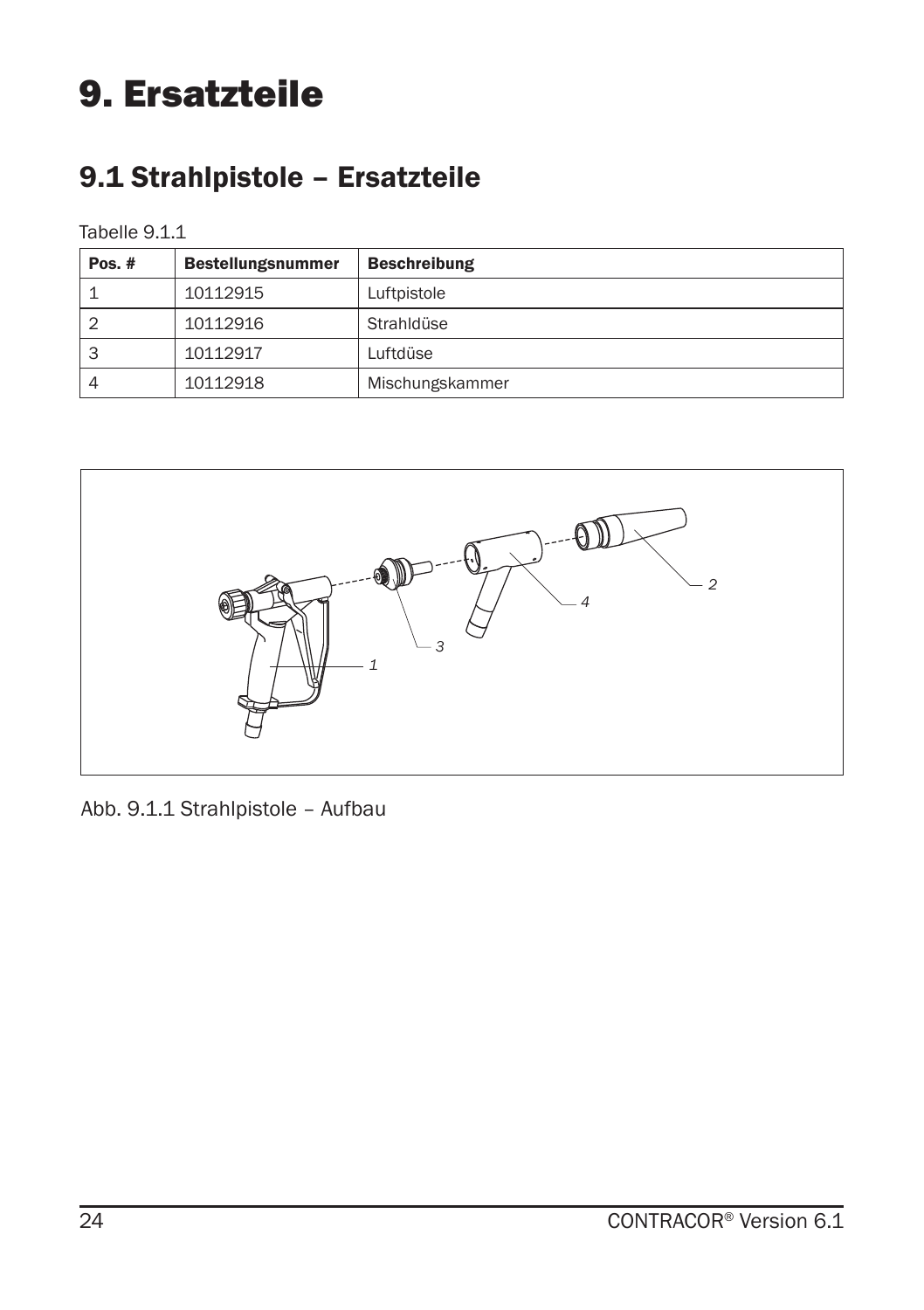# 9. Ersatzteile

## 9.1 Strahlpistole – Ersatzteile

Tabelle 9.1.1

| Pos. # | Bestellungsnummer | Beschreibung |
|---|---|---|
| 1 | 10112915 | Luftpistole |
| 2 | 10112916 | Strahldüse |
| 3 | 10112917 | Luftdüse |
| 4 | 10112918 | Mischungskammer |

Abb. 9.1.1 Strahlpistole – Aufbau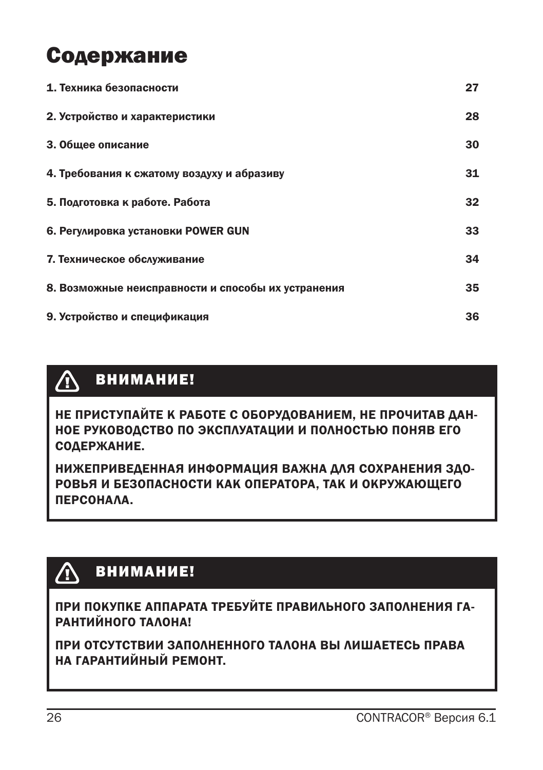# Содержание

| | |
|---|---|
| 1. Техника безопасности | 27 |
| 2. Устройство и характеристики | 28 |
| 3. Общее описание | 30 |
| 4. Требования к сжатому воздуху и абразиву | 31 |
| 5. Подготовка к работе. Работа | 32 |
| 6. Регулировка установки POWER GUN | 33 |
| 7. Техническое обслуживание | 34 |
| 8. Возможные неисправности и способы их устранения | 35 |
| 9. Устройство и спецификация | 36 |

**ВНИМАНИЕ!**

**НЕ ПРИСТУПАЙТЕ К РАБОТЕ С ОБОРУДОВАНИЕМ, НЕ ПРОЧИТАВ ДАННОЕ РУКОВОДСТВО ПО ЭКСПЛУАТАЦИИ И ПОЛНОСТЬЮ ПОНЯВ ЕГО СОДЕРЖАНИЕ.**

**НИЖЕПРИВЕДЕННАЯ ИНФОРМАЦИЯ ВАЖНА ДЛЯ СОХРАНЕНИЯ ЗДОРОВЬЯ И БЕЗОПАСНОСТИ КАК ОПЕРАТОРА, ТАК И ОКРУЖАЮЩЕГО ПЕРСОНАЛА.**

**ВНИМАНИЕ!**

**ПРИ ПОКУПКЕ АППАРАТА ТРЕБУЙТЕ ПРАВИЛЬНОГО ЗАПОЛНЕНИЯ ГАРАНТИЙНОГО ТАЛОНА!**

**ПРИ ОТСУТСТВИИ ЗАПОЛНЕННОГО ТАЛОНА ВЫ ЛИШАЕТЕСЬ ПРАВА НА ГАРАНТИЙНЫЙ РЕМОНТ.**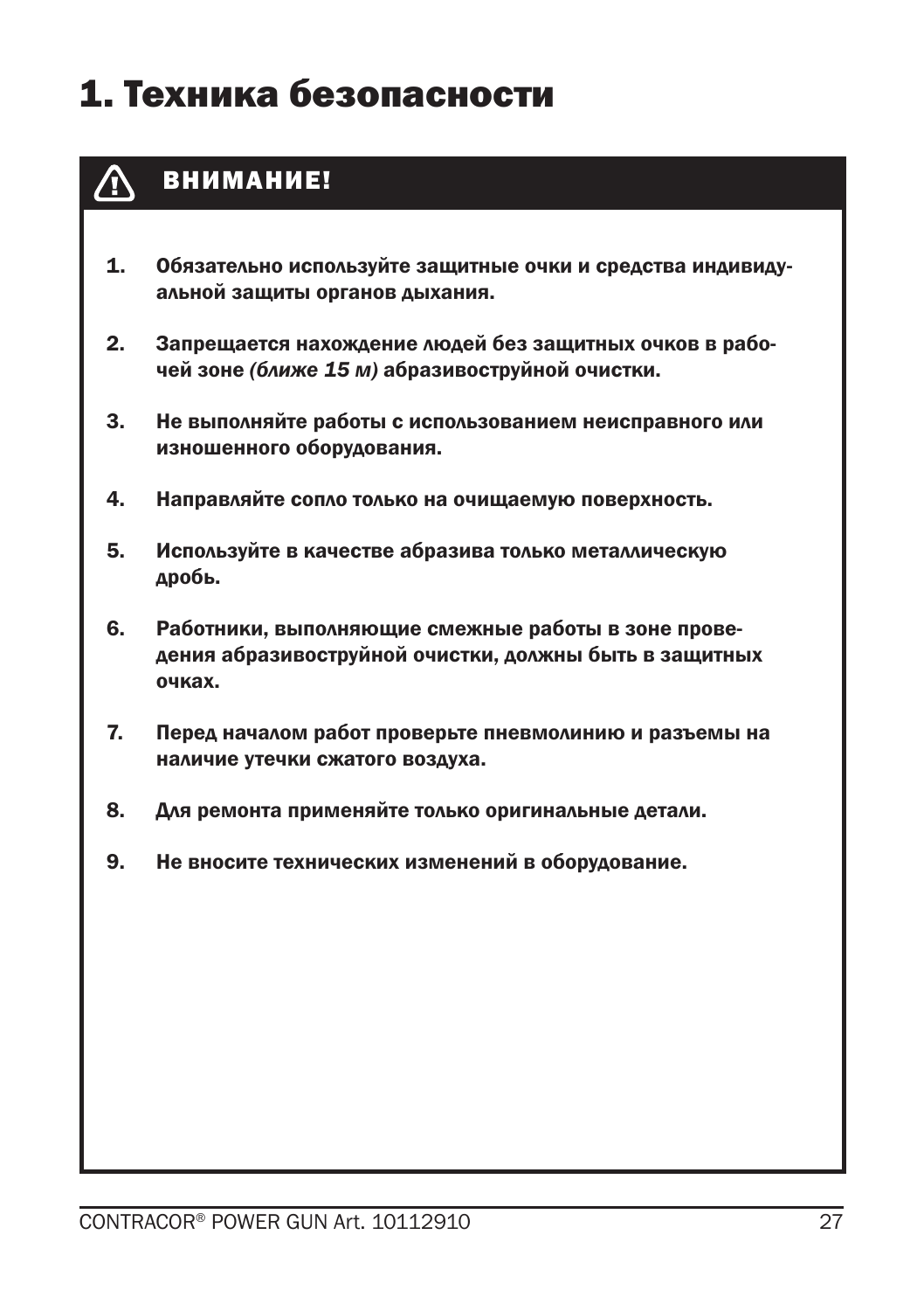# 1. Техника безопасности

## ⚠ ВНИМАНИЕ!

1. **Обязательно используйте защитные очки и средства индивидуальной защиты органов дыхания.**
2. **Запрещается нахождение людей без защитных очков в рабочей зоне *(ближе 15 м)* абразивоструйной очистки.**
3. **Не выполняйте работы с использованием неисправного или изношенного оборудования.**
4. **Направляйте сопло только на очищаемую поверхность.**
5. **Используйте в качестве абразива только металлическую дробь.**
6. **Работники, выполняющие смежные работы в зоне проведения абразивоструйной очистки, должны быть в защитных очках.**
7. **Перед началом работ проверьте пневмолинию и разъемы на наличие утечки сжатого воздуха.**
8. **Для ремонта применяйте только оригинальные детали.**
9. **Не вносите технических изменений в оборудование.**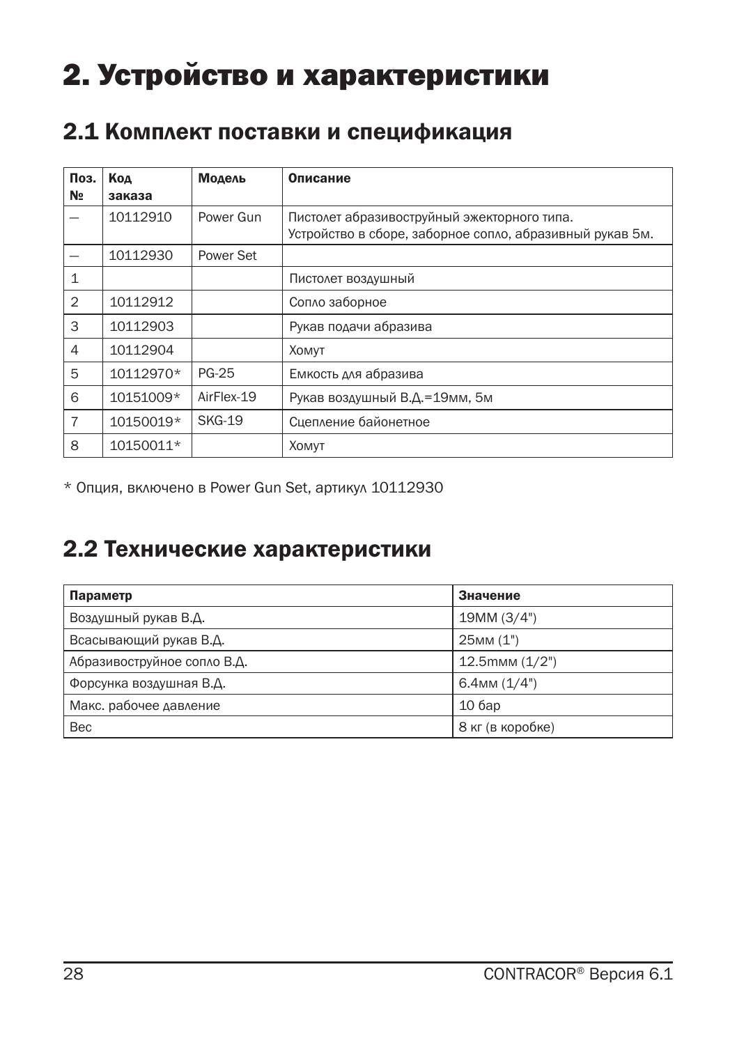# 2. Устройство и характеристики

## 2.1 Комплект поставки и спецификация

| Поз. № | Код заказа | Модель | Описание |
|---|---|---|---|
| — | 10112910 | Power Gun | Пистолет абразивоструйный эжекторного типа.<br>Устройство в сборе, заборное сопло, абразивный рукав 5м. |
| — | 10112930 | Power Set | |
| 1 | | | Пистолет воздушный |
| 2 | 10112912 | | Сопло заборное |
| 3 | 10112903 | | Рукав подачи абразива |
| 4 | 10112904 | | Хомут |
| 5 | 10112970* | PG-25 | Емкость для абразива |
| 6 | 10151009* | AirFlex-19 | Рукав воздушный В.Д.=19мм, 5м |
| 7 | 10150019* | SKG-19 | Сцепление байонетное |
| 8 | 10150011* | | Хомут |

* Опция, включено в Power Gun Set, артикул 10112930

## 2.2 Технические характеристики

| Параметр | Значение |
|---|---|
| Воздушный рукав В.Д. | 19ММ (3/4") |
| Всасывающий рукав В.Д. | 25мм (1") |
| Абразивоструйное сопло В.Д. | 12.5mмм (1/2") |
| Форсунка воздушная В.Д. | 6.4мм (1/4") |
| Макс. рабочее давление | 10 бар |
| Вес | 8 кг (в коробке) |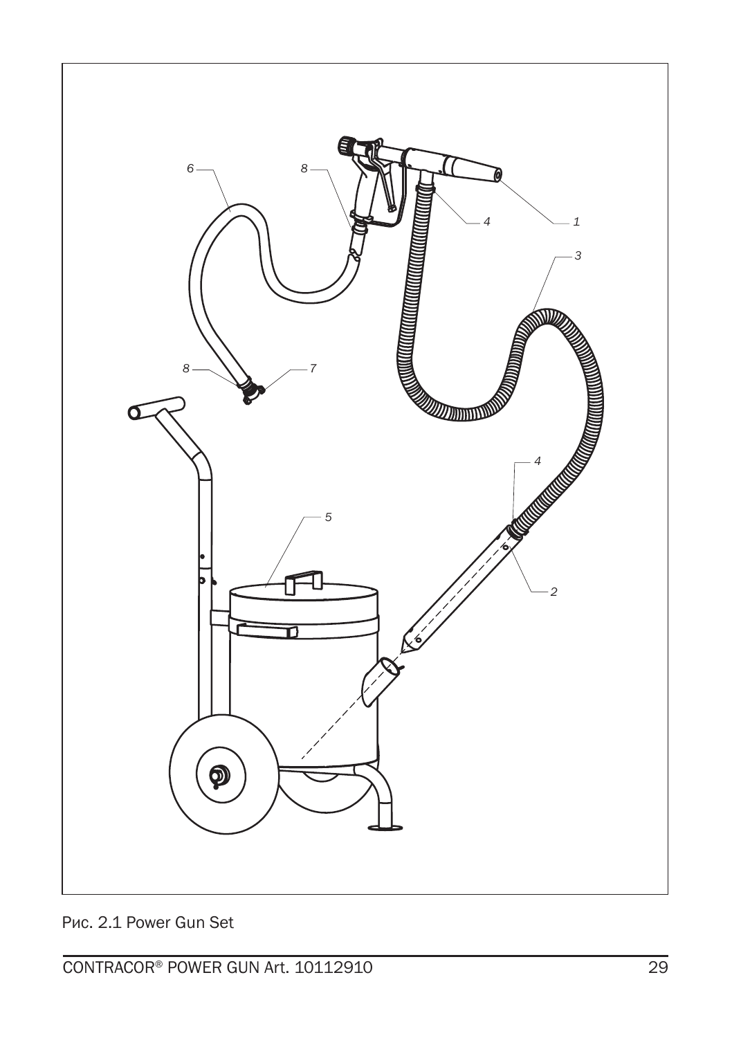Рис. 2.1 Power Gun Set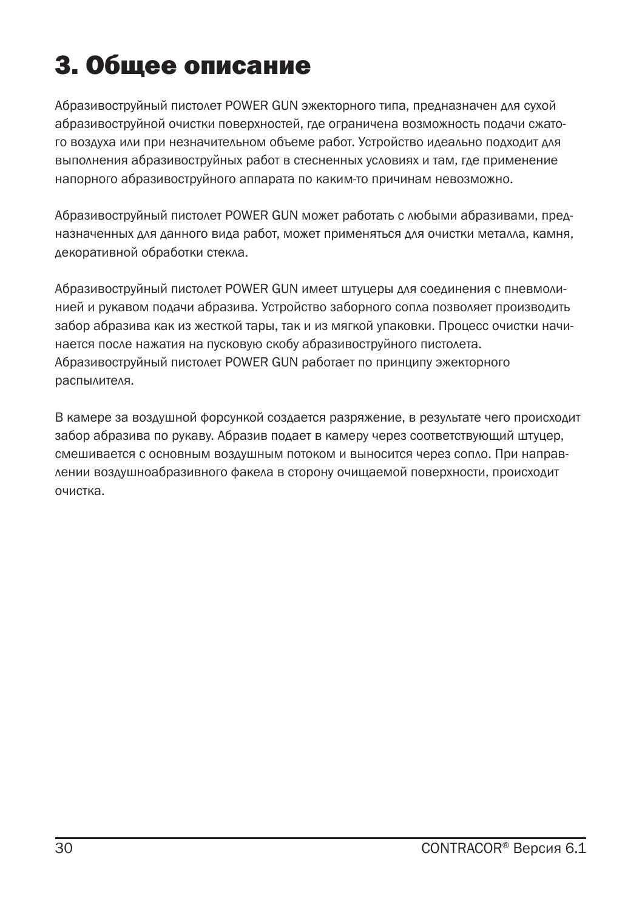# 3. Общее описание

Абразивоструйный пистолет POWER GUN эжекторного типа, предназначен для сухой абразивоструйной очистки поверхностей, где ограничена возможность подачи сжатого воздуха или при незначительном объеме работ. Устройство идеально подходит для выполнения абразивоструйных работ в стесненных условиях и там, где применение напорного абразивоструйного аппарата по каким-то причинам невозможно.

Абразивоструйный пистолет POWER GUN может работать с любыми абразивами, предназначенных для данного вида работ, может применяться для очистки металла, камня, декоративной обработки стекла.

Абразивоструйный пистолет POWER GUN имеет штуцеры для соединения с пневмолинией и рукавом подачи абразива. Устройство заборного сопла позволяет производить забор абразива как из жесткой тары, так и из мягкой упаковки. Процесс очистки начинается после нажатия на пусковую скобу абразивоструйного пистолета.
Абразивоструйный пистолет POWER GUN работает по принципу эжекторного распылителя.

В камере за воздушной форсункой создается разряжение, в результате чего происходит забор абразива по рукаву. Абразив подает в камеру через соответствующий штуцер, смешивается с основным воздушным потоком и выносится через сопло. При направлении воздушноабразивного факела в сторону очищаемой поверхности, происходит очистка.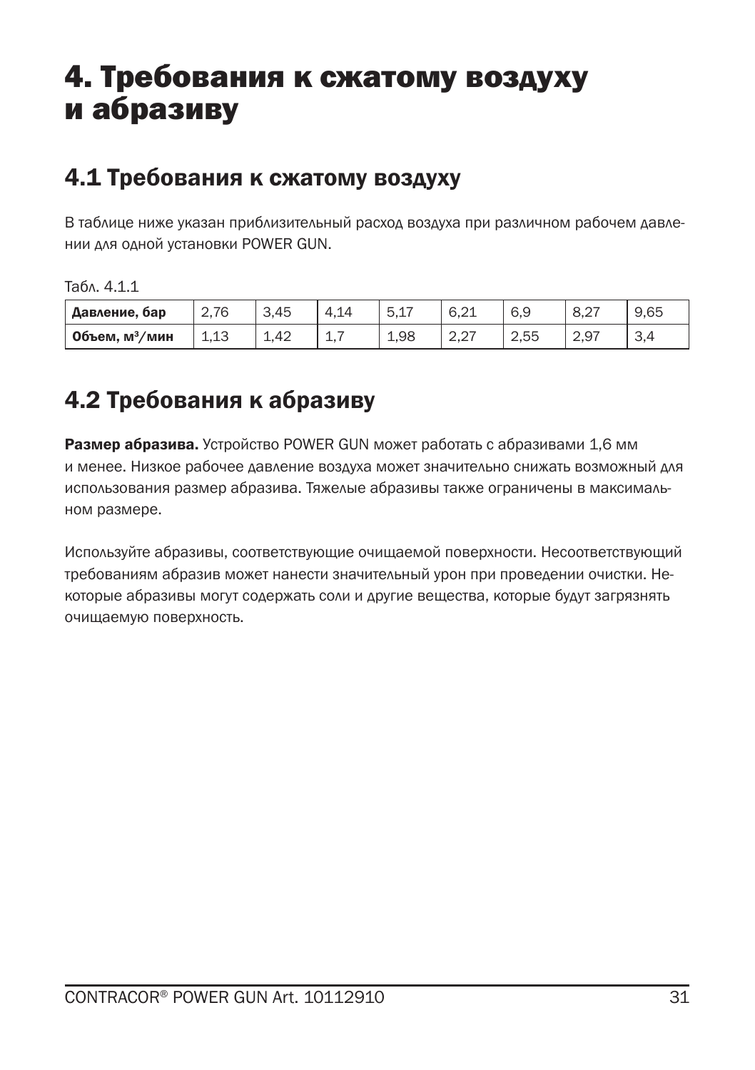# 4. Требования к сжатому воздуху и абразиву

## 4.1 Требования к сжатому воздуху

В таблице ниже указан приблизительный расход воздуха при различном рабочем давлении для одной установки POWER GUN.

Табл. 4.1.1

| **Давление, бар** | 2,76 | 3,45 | 4,14 | 5,17 | 6,21 | 6,9 | 8,27 | 9,65 |
|---|---|---|---|---|---|---|---|---|
| **Объем, м³/мин** | 1,13 | 1,42 | 1,7 | 1,98 | 2,27 | 2,55 | 2,97 | 3,4 |

## 4.2 Требования к абразиву

**Размер абразива.** Устройство POWER GUN может работать с абразивами 1,6 мм и менее. Низкое рабочее давление воздуха может значительно снижать возможный для использования размер абразива. Тяжелые абразивы также ограничены в максимальном размере.

Используйте абразивы, соответствующие очищаемой поверхности. Несоответствующий требованиям абразив может нанести значительный урон при проведении очистки. Некоторые абразивы могут содержать соли и другие вещества, которые будут загрязнять очищаемую поверхность.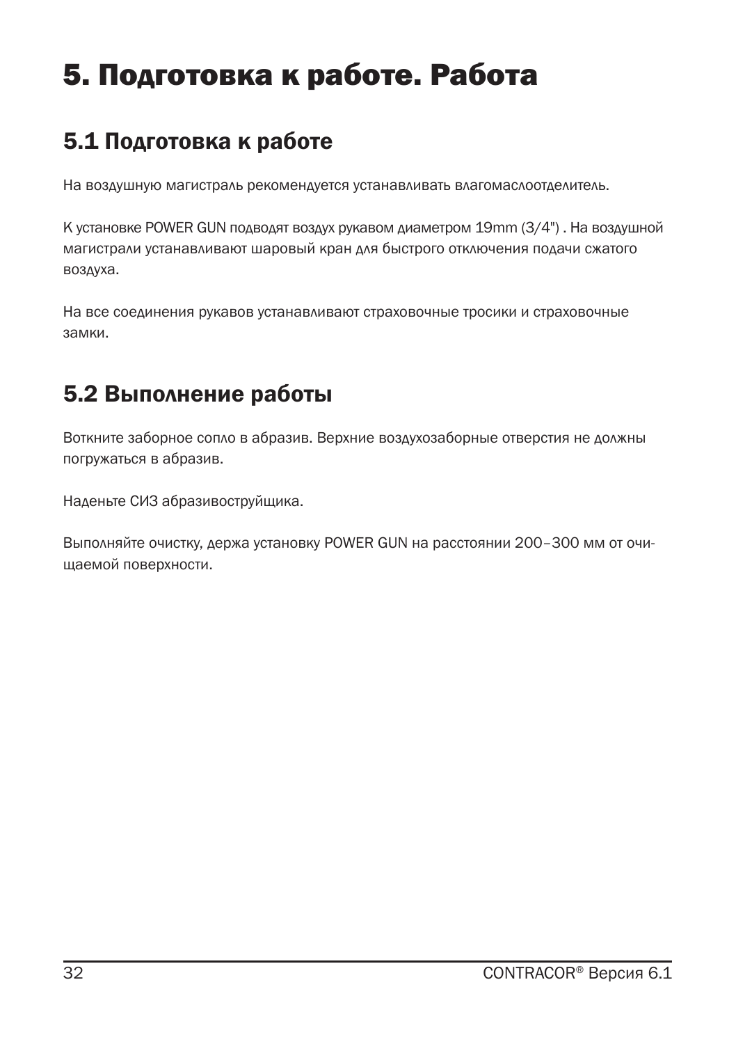# 5. Подготовка к работе. Работа

## 5.1 Подготовка к работе

На воздушную магистраль рекомендуется устанавливать влагомаслоотделитель.

К установке POWER GUN подводят воздух рукавом диаметром 19mm (3/4") . На воздушной магистрали устанавливают шаровый кран для быстрого отключения подачи сжатого воздуха.

На все соединения рукавов устанавливают страховочные тросики и страховочные замки.

## 5.2 Выполнение работы

Воткните заборное сопло в абразив. Верхние воздухозаборные отверстия не должны погружаться в абразив.

Наденьте СИЗ абразивоструйщика.

Выполняйте очистку, держа установку POWER GUN на расстоянии 200–300 мм от очищаемой поверхности.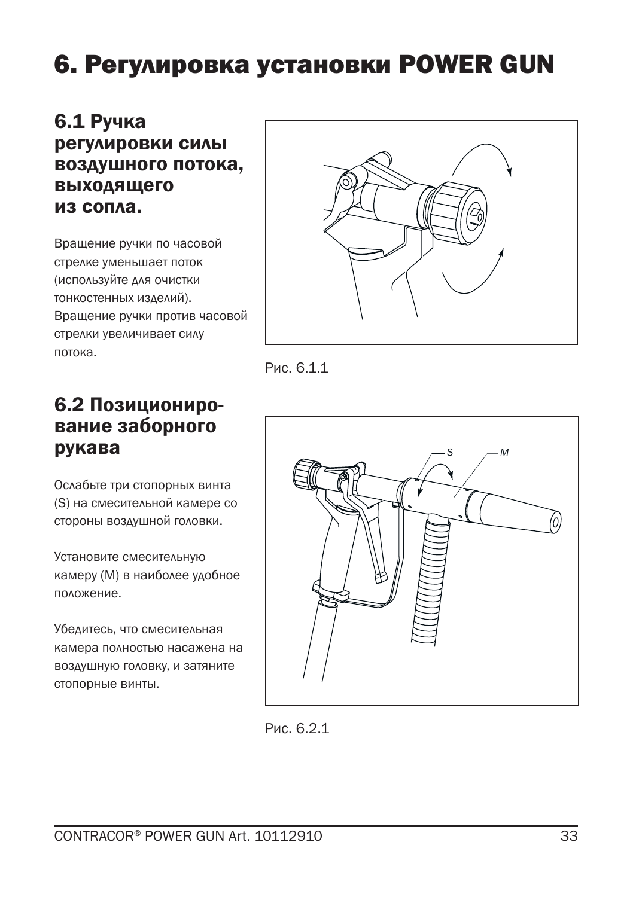# 6. Регулировка установки POWER GUN

## 6.1 Ручка регулировки силы воздушного потока, выходящего из сопла.

Вращение ручки по часовой стрелке уменьшает поток (используйте для очистки тонкостенных изделий). Вращение ручки против часовой стрелки увеличивает силу потока.

Рис. 6.1.1

## 6.2 Позиционирование заборного рукава

Ослабьте три стопорных винта (S) на смесительной камере со стороны воздушной головки.

Установите смесительную камеру (M) в наиболее удобное положение.

Убедитесь, что смесительная камера полностью насажена на воздушную головку, и затяните стопорные винты.

Рис. 6.2.1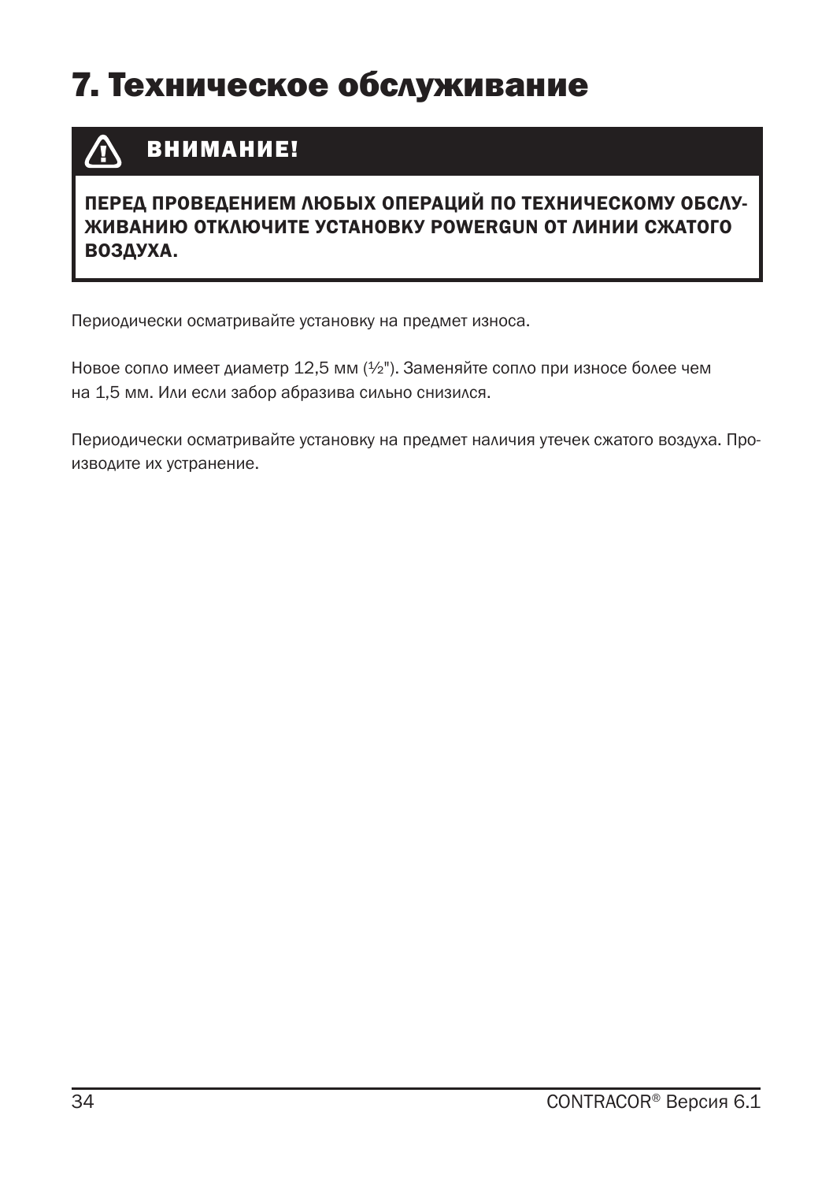# 7. Техническое обслуживание

> **ВНИМАНИЕ!**
>
> **ПЕРЕД ПРОВЕДЕНИЕМ ЛЮБЫХ ОПЕРАЦИЙ ПО ТЕХНИЧЕСКОМУ ОБСЛУЖИВАНИЮ ОТКЛЮЧИТЕ УСТАНОВКУ POWERGUN ОТ ЛИНИИ СЖАТОГО ВОЗДУХА.**

Периодически осматривайте установку на предмет износа.

Новое сопло имеет диаметр 12,5 мм (½"). Заменяйте сопло при износе более чем на 1,5 мм. Или если забор абразива сильно снизился.

Периодически осматривайте установку на предмет наличия утечек сжатого воздуха. Производите их устранение.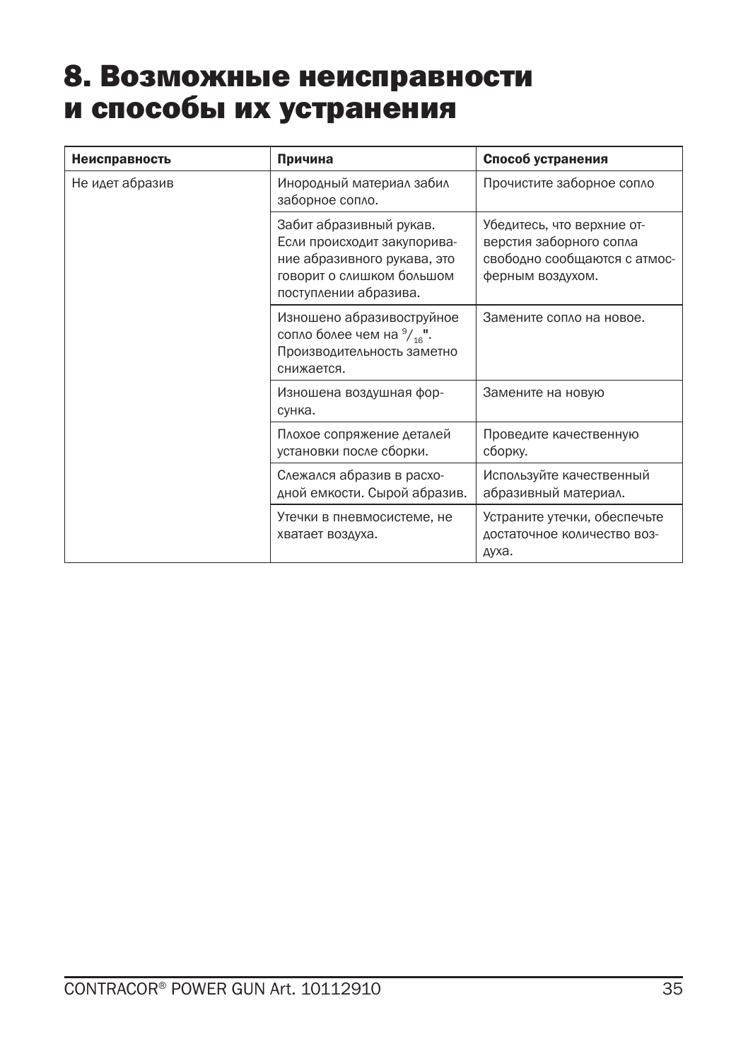# 8. Возможные неисправности и способы их устранения

| Неисправность | Причина | Способ устранения |
|---|---|---|
| Не идет абразив | Инородный материал забил заборное сопло. | Прочистите заборное сопло |
| | Забит абразивный рукав. Если происходит закупоривание абразивного рукава, это говорит о слишком большом поступлении абразива. | Убедитесь, что верхние отверстия заборного сопла свободно сообщаются с атмосферным воздухом. |
| | Изношено абразивоструйное сопло более чем на $^{9}/_{16}$". Производительность заметно снижается. | Замените сопло на новое. |
| | Изношена воздушная форсунка. | Замените на новую |
| | Плохое сопряжение деталей установки после сборки. | Проведите качественную сборку. |
| | Слежался абразив в расходной емкости. Сырой абразив. | Используйте качественный абразивный материал. |
| | Утечки в пневмосистеме, не хватает воздуха. | Устраните утечки, обеспечьте достаточное количество воздуха. |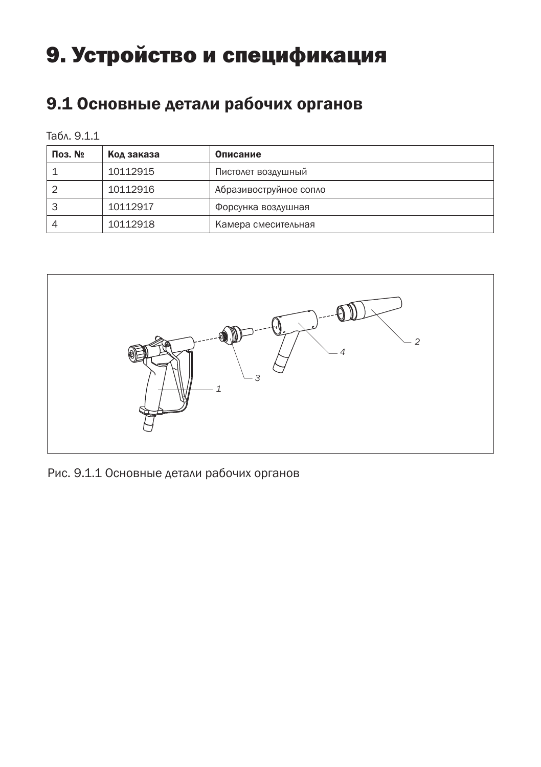# 9. Устройство и спецификация

## 9.1 Основные детали рабочих органов

Табл. 9.1.1

| Поз. № | Код заказа | Описание |
|---|---|---|
| 1 | 10112915 | Пистолет воздушный |
| 2 | 10112916 | Абразивоструйное сопло |
| 3 | 10112917 | Форсунка воздушная |
| 4 | 10112918 | Камера смесительная |

1
3
4
2

Рис. 9.1.1 Основные детали рабочих органов